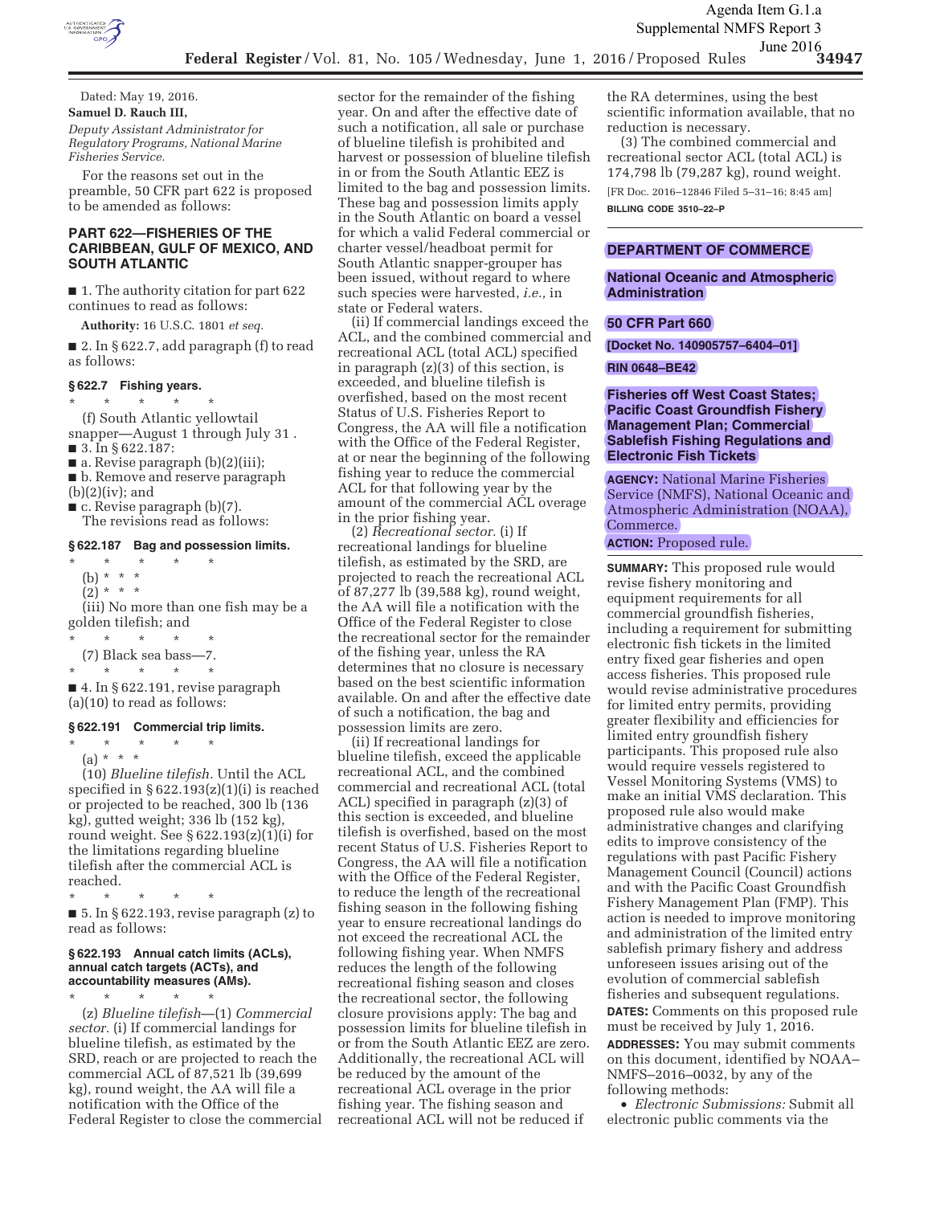Agenda Item G.1.a
Supplemental NMFS Report 3
June 2016

Dated: May 19, 2016.

**Samuel D. Rauch III,**

*Deputy Assistant Administrator for Regulatory Programs, National Marine Fisheries Service.*

For the reasons set out in the preamble, 50 CFR part 622 is proposed to be amended as follows:

## PART 622—FISHERIES OF THE CARIBBEAN, GULF OF MEXICO, AND SOUTH ATLANTIC

■ 1. The authority citation for part 622 continues to read as follows:

**Authority:** 16 U.S.C. 1801 *et seq.*

■ 2. In § 622.7, add paragraph (f) to read as follows:

### § 622.7 Fishing years.

\* \* \* \* \*

(f) South Atlantic yellowtail snapper—August 1 through July 31 .

■ 3. In § 622.187:

■ a. Revise paragraph (b)(2)(iii);

■ b. Remove and reserve paragraph (b)(2)(iv); and

■ c. Revise paragraph (b)(7).

The revisions read as follows:

### § 622.187 Bag and possession limits.

\* \* \* \* \*

(b) \* \* \*

(2) \* \* \*

(iii) No more than one fish may be a golden tilefish; and

\* \* \* \* \*

(7) Black sea bass—7.

\* \* \* \* \*

■ 4. In § 622.191, revise paragraph (a)(10) to read as follows:

### § 622.191 Commercial trip limits.

\* \* \* \* \*

(a) \* \* \*

(10) *Blueline tilefish.* Until the ACL specified in § 622.193(z)(1)(i) is reached or projected to be reached, 300 lb (136 kg), gutted weight; 336 lb (152 kg), round weight. See § 622.193(z)(1)(i) for the limitations regarding blueline tilefish after the commercial ACL is reached.

\* \* \* \* \*

■ 5. In § 622.193, revise paragraph (z) to read as follows:

### § 622.193 Annual catch limits (ACLs), annual catch targets (ACTs), and accountability measures (AMs).

\* \* \* \* \*

(z) *Blueline tilefish*—(1) *Commercial sector.* (i) If commercial landings for blueline tilefish, as estimated by the SRD, reach or are projected to reach the commercial ACL of 87,521 lb (39,699 kg), round weight, the AA will file a notification with the Office of the Federal Register to close the commercial sector for the remainder of the fishing year. On and after the effective date of such a notification, all sale or purchase of blueline tilefish is prohibited and harvest or possession of blueline tilefish in or from the South Atlantic EEZ is limited to the bag and possession limits. These bag and possession limits apply in the South Atlantic on board a vessel for which a valid Federal commercial or charter vessel/headboat permit for South Atlantic snapper-grouper has been issued, without regard to where such species were harvested, *i.e.,* in state or Federal waters.

(ii) If commercial landings exceed the ACL, and the combined commercial and recreational ACL (total ACL) specified in paragraph (z)(3) of this section, is exceeded, and blueline tilefish is overfished, based on the most recent Status of U.S. Fisheries Report to Congress, the AA will file a notification with the Office of the Federal Register, at or near the beginning of the following fishing year to reduce the commercial ACL for that following year by the amount of the commercial ACL overage in the prior fishing year.

(2) *Recreational sector.* (i) If recreational landings for blueline tilefish, as estimated by the SRD, are projected to reach the recreational ACL of 87,277 lb (39,588 kg), round weight, the AA will file a notification with the Office of the Federal Register to close the recreational sector for the remainder of the fishing year, unless the RA determines that no closure is necessary based on the best scientific information available. On and after the effective date of such a notification, the bag and possession limits are zero.

(ii) If recreational landings for blueline tilefish, exceed the applicable recreational ACL, and the combined commercial and recreational ACL (total ACL) specified in paragraph (z)(3) of this section is exceeded, and blueline tilefish is overfished, based on the most recent Status of U.S. Fisheries Report to Congress, the AA will file a notification with the Office of the Federal Register, to reduce the length of the recreational fishing season in the following fishing year to ensure recreational landings do not exceed the recreational ACL the following fishing year. When NMFS reduces the length of the following recreational fishing season and closes the recreational sector, the following closure provisions apply: The bag and possession limits for blueline tilefish in or from the South Atlantic EEZ are zero. Additionally, the recreational ACL will be reduced by the amount of the recreational ACL overage in the prior fishing year. The fishing season and recreational ACL will not be reduced if the RA determines, using the best scientific information available, that no reduction is necessary.

(3) The combined commercial and recreational sector ACL (total ACL) is 174,798 lb (79,287 kg), round weight.

[FR Doc. 2016–12846 Filed 5–31–16; 8:45 am]

**BILLING CODE 3510–22–P**

---

## DEPARTMENT OF COMMERCE

## National Oceanic and Atmospheric Administration

## 50 CFR Part 660

**[Docket No. 140905757–6404–01]**

**RIN 0648–BE42**

## Fisheries off West Coast States; Pacific Coast Groundfish Fishery Management Plan; Commercial Sablefish Fishing Regulations and Electronic Fish Tickets

**AGENCY:** National Marine Fisheries Service (NMFS), National Oceanic and Atmospheric Administration (NOAA), Commerce.

**ACTION:** Proposed rule.

**SUMMARY:** This proposed rule would revise fishery monitoring and equipment requirements for all commercial groundfish fisheries, including a requirement for submitting electronic fish tickets in the limited entry fixed gear fisheries and open access fisheries. This proposed rule would revise administrative procedures for limited entry permits, providing greater flexibility and efficiencies for limited entry groundfish fishery participants. This proposed rule also would require vessels registered to Vessel Monitoring Systems (VMS) to make an initial VMS declaration. This proposed rule also would make administrative changes and clarifying edits to improve consistency of the regulations with past Pacific Fishery Management Council (Council) actions and with the Pacific Coast Groundfish Fishery Management Plan (FMP). This action is needed to improve monitoring and administration of the limited entry sablefish primary fishery and address unforeseen issues arising out of the evolution of commercial sablefish fisheries and subsequent regulations.

**DATES:** Comments on this proposed rule must be received by July 1, 2016.

**ADDRESSES:** You may submit comments on this document, identified by NOAA–NMFS–2016–0032, by any of the following methods:

- *Electronic Submissions:* Submit all electronic public comments via the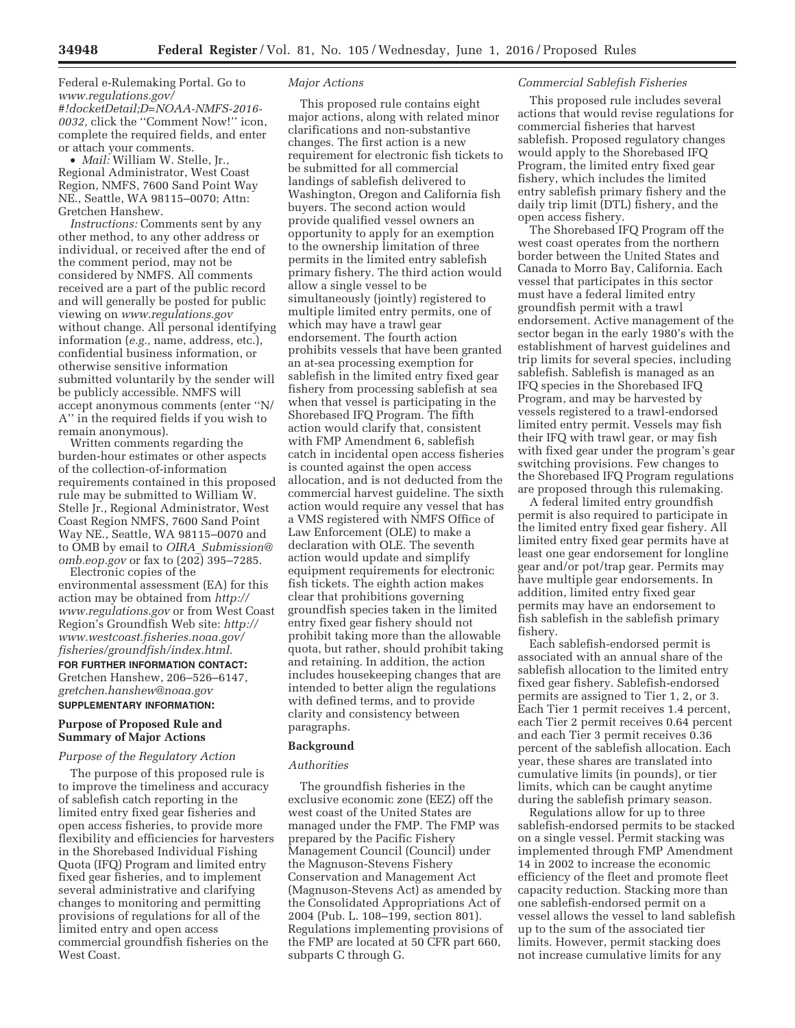Federal e-Rulemaking Portal. Go to *www.regulations.gov/#!docketDetail;D=NOAA-NMFS-2016-0032,* click the ''Comment Now!'' icon, complete the required fields, and enter or attach your comments.

• *Mail:* William W. Stelle, Jr., Regional Administrator, West Coast Region, NMFS, 7600 Sand Point Way NE., Seattle, WA 98115–0070; Attn: Gretchen Hanshew.

*Instructions:* Comments sent by any other method, to any other address or individual, or received after the end of the comment period, may not be considered by NMFS. All comments received are a part of the public record and will generally be posted for public viewing on *www.regulations.gov* without change. All personal identifying information (*e.g.,* name, address, etc.), confidential business information, or otherwise sensitive information submitted voluntarily by the sender will be publicly accessible. NMFS will accept anonymous comments (enter ''N/A'' in the required fields if you wish to remain anonymous).

Written comments regarding the burden-hour estimates or other aspects of the collection-of-information requirements contained in this proposed rule may be submitted to William W. Stelle Jr., Regional Administrator, West Coast Region NMFS, 7600 Sand Point Way NE., Seattle, WA 98115–0070 and to OMB by email to *OIRA_Submission@omb.eop.gov* or fax to (202) 395–7285.

Electronic copies of the environmental assessment (EA) for this action may be obtained from *http://www.regulations.gov* or from West Coast Region's Groundfish Web site: *http://www.westcoast.fisheries.noaa.gov/fisheries/groundfish/index.html.*

**FOR FURTHER INFORMATION CONTACT:** Gretchen Hanshew, 206–526–6147, *gretchen.hanshew@noaa.gov*

**SUPPLEMENTARY INFORMATION:**

## Purpose of Proposed Rule and Summary of Major Actions

### *Purpose of the Regulatory Action*

The purpose of this proposed rule is to improve the timeliness and accuracy of sablefish catch reporting in the limited entry fixed gear fisheries and open access fisheries, to provide more flexibility and efficiencies for harvesters in the Shorebased Individual Fishing Quota (IFQ) Program and limited entry fixed gear fisheries, and to implement several administrative and clarifying changes to monitoring and permitting provisions of regulations for all of the limited entry and open access commercial groundfish fisheries on the West Coast.

### *Major Actions*

This proposed rule contains eight major actions, along with related minor clarifications and non-substantive changes. The first action is a new requirement for electronic fish tickets to be submitted for all commercial landings of sablefish delivered to Washington, Oregon and California fish buyers. The second action would provide qualified vessel owners an opportunity to apply for an exemption to the ownership limitation of three permits in the limited entry sablefish primary fishery. The third action would allow a single vessel to be simultaneously (jointly) registered to multiple limited entry permits, one of which may have a trawl gear endorsement. The fourth action prohibits vessels that have been granted an at-sea processing exemption for sablefish in the limited entry fixed gear fishery from processing sablefish at sea when that vessel is participating in the Shorebased IFQ Program. The fifth action would clarify that, consistent with FMP Amendment 6, sablefish catch in incidental open access fisheries is counted against the open access allocation, and is not deducted from the commercial harvest guideline. The sixth action would require any vessel that has a VMS registered with NMFS Office of Law Enforcement (OLE) to make a declaration with OLE. The seventh action would update and simplify equipment requirements for electronic fish tickets. The eighth action makes clear that prohibitions governing groundfish species taken in the limited entry fixed gear fishery should not prohibit taking more than the allowable quota, but rather, should prohibit taking and retaining. In addition, the action includes housekeeping changes that are intended to better align the regulations with defined terms, and to provide clarity and consistency between paragraphs.

## Background

### *Authorities*

The groundfish fisheries in the exclusive economic zone (EEZ) off the west coast of the United States are managed under the FMP. The FMP was prepared by the Pacific Fishery Management Council (Council) under the Magnuson-Stevens Fishery Conservation and Management Act (Magnuson-Stevens Act) as amended by the Consolidated Appropriations Act of 2004 (Pub. L. 108–199, section 801). Regulations implementing provisions of the FMP are located at 50 CFR part 660, subparts C through G.

### *Commercial Sablefish Fisheries*

This proposed rule includes several actions that would revise regulations for commercial fisheries that harvest sablefish. Proposed regulatory changes would apply to the Shorebased IFQ Program, the limited entry fixed gear fishery, which includes the limited entry sablefish primary fishery and the daily trip limit (DTL) fishery, and the open access fishery.

The Shorebased IFQ Program off the west coast operates from the northern border between the United States and Canada to Morro Bay, California. Each vessel that participates in this sector must have a federal limited entry groundfish permit with a trawl endorsement. Active management of the sector began in the early 1980's with the establishment of harvest guidelines and trip limits for several species, including sablefish. Sablefish is managed as an IFQ species in the Shorebased IFQ Program, and may be harvested by vessels registered to a trawl-endorsed limited entry permit. Vessels may fish their IFQ with trawl gear, or may fish with fixed gear under the program's gear switching provisions. Few changes to the Shorebased IFQ Program regulations are proposed through this rulemaking.

A federal limited entry groundfish permit is also required to participate in the limited entry fixed gear fishery. All limited entry fixed gear permits have at least one gear endorsement for longline gear and/or pot/trap gear. Permits may have multiple gear endorsements. In addition, limited entry fixed gear permits may have an endorsement to fish sablefish in the sablefish primary fishery.

Each sablefish-endorsed permit is associated with an annual share of the sablefish allocation to the limited entry fixed gear fishery. Sablefish-endorsed permits are assigned to Tier 1, 2, or 3. Each Tier 1 permit receives 1.4 percent, each Tier 2 permit receives 0.64 percent and each Tier 3 permit receives 0.36 percent of the sablefish allocation. Each year, these shares are translated into cumulative limits (in pounds), or tier limits, which can be caught anytime during the sablefish primary season.

Regulations allow for up to three sablefish-endorsed permits to be stacked on a single vessel. Permit stacking was implemented through FMP Amendment 14 in 2002 to increase the economic efficiency of the fleet and promote fleet capacity reduction. Stacking more than one sablefish-endorsed permit on a vessel allows the vessel to land sablefish up to the sum of the associated tier limits. However, permit stacking does not increase cumulative limits for any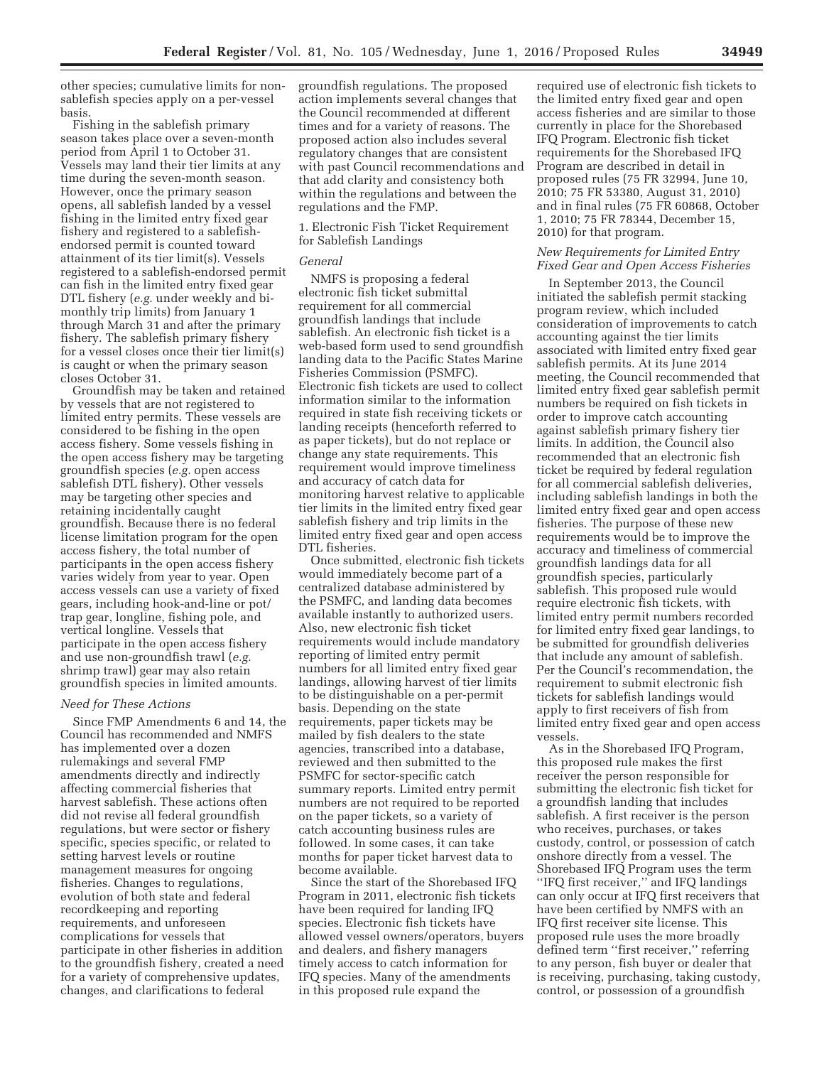other species; cumulative limits for non-sablefish species apply on a per-vessel basis.

Fishing in the sablefish primary season takes place over a seven-month period from April 1 to October 31. Vessels may land their tier limits at any time during the seven-month season. However, once the primary season opens, all sablefish landed by a vessel fishing in the limited entry fixed gear fishery and registered to a sablefish-endorsed permit is counted toward attainment of its tier limit(s). Vessels registered to a sablefish-endorsed permit can fish in the limited entry fixed gear DTL fishery (*e.g.* under weekly and bi-monthly trip limits) from January 1 through March 31 and after the primary fishery. The sablefish primary fishery for a vessel closes once their tier limit(s) is caught or when the primary season closes October 31.

Groundfish may be taken and retained by vessels that are not registered to limited entry permits. These vessels are considered to be fishing in the open access fishery. Some vessels fishing in the open access fishery may be targeting groundfish species (*e.g.* open access sablefish DTL fishery). Other vessels may be targeting other species and retaining incidentally caught groundfish. Because there is no federal license limitation program for the open access fishery, the total number of participants in the open access fishery varies widely from year to year. Open access vessels can use a variety of fixed gears, including hook-and-line or pot/trap gear, longline, fishing pole, and vertical longline. Vessels that participate in the open access fishery and use non-groundfish trawl (*e.g.* shrimp trawl) gear may also retain groundfish species in limited amounts.

### *Need for These Actions*

Since FMP Amendments 6 and 14, the Council has recommended and NMFS has implemented over a dozen rulemakings and several FMP amendments directly and indirectly affecting commercial fisheries that harvest sablefish. These actions often did not revise all federal groundfish regulations, but were sector or fishery specific, species specific, or related to setting harvest levels or routine management measures for ongoing fisheries. Changes to regulations, evolution of both state and federal recordkeeping and reporting requirements, and unforeseen complications for vessels that participate in other fisheries in addition to the groundfish fishery, created a need for a variety of comprehensive updates, changes, and clarifications to federal groundfish regulations. The proposed action implements several changes that the Council recommended at different times and for a variety of reasons. The proposed action also includes several regulatory changes that are consistent with past Council recommendations and that add clarity and consistency both within the regulations and between the regulations and the FMP.

### 1. Electronic Fish Ticket Requirement for Sablefish Landings

#### *General*

NMFS is proposing a federal electronic fish ticket submittal requirement for all commercial groundfish landings that include sablefish. An electronic fish ticket is a web-based form used to send groundfish landing data to the Pacific States Marine Fisheries Commission (PSMFC). Electronic fish tickets are used to collect information similar to the information required in state fish receiving tickets or landing receipts (henceforth referred to as paper tickets), but do not replace or change any state requirements. This requirement would improve timeliness and accuracy of catch data for monitoring harvest relative to applicable tier limits in the limited entry fixed gear sablefish fishery and trip limits in the limited entry fixed gear and open access DTL fisheries.

Once submitted, electronic fish tickets would immediately become part of a centralized database administered by the PSMFC, and landing data becomes available instantly to authorized users. Also, new electronic fish ticket requirements would include mandatory reporting of limited entry permit numbers for all limited entry fixed gear landings, allowing harvest of tier limits to be distinguishable on a per-permit basis. Depending on the state requirements, paper tickets may be mailed by fish dealers to the state agencies, transcribed into a database, reviewed and then submitted to the PSMFC for sector-specific catch summary reports. Limited entry permit numbers are not required to be reported on the paper tickets, so a variety of catch accounting business rules are followed. In some cases, it can take months for paper ticket harvest data to become available.

Since the start of the Shorebased IFQ Program in 2011, electronic fish tickets have been required for landing IFQ species. Electronic fish tickets have allowed vessel owners/operators, buyers and dealers, and fishery managers timely access to catch information for IFQ species. Many of the amendments in this proposed rule expand the required use of electronic fish tickets to the limited entry fixed gear and open access fisheries and are similar to those currently in place for the Shorebased IFQ Program. Electronic fish ticket requirements for the Shorebased IFQ Program are described in detail in proposed rules (75 FR 32994, June 10, 2010; 75 FR 53380, August 31, 2010) and in final rules (75 FR 60868, October 1, 2010; 75 FR 78344, December 15, 2010) for that program.

#### *New Requirements for Limited Entry Fixed Gear and Open Access Fisheries*

In September 2013, the Council initiated the sablefish permit stacking program review, which included consideration of improvements to catch accounting against the tier limits associated with limited entry fixed gear sablefish permits. At its June 2014 meeting, the Council recommended that limited entry fixed gear sablefish permit numbers be required on fish tickets in order to improve catch accounting against sablefish primary fishery tier limits. In addition, the Council also recommended that an electronic fish ticket be required by federal regulation for all commercial sablefish deliveries, including sablefish landings in both the limited entry fixed gear and open access fisheries. The purpose of these new requirements would be to improve the accuracy and timeliness of commercial groundfish landings data for all groundfish species, particularly sablefish. This proposed rule would require electronic fish tickets, with limited entry permit numbers recorded for limited entry fixed gear landings, to be submitted for groundfish deliveries that include any amount of sablefish. Per the Council's recommendation, the requirement to submit electronic fish tickets for sablefish landings would apply to first receivers of fish from limited entry fixed gear and open access vessels.

As in the Shorebased IFQ Program, this proposed rule makes the first receiver the person responsible for submitting the electronic fish ticket for a groundfish landing that includes sablefish. A first receiver is the person who receives, purchases, or takes custody, control, or possession of catch onshore directly from a vessel. The Shorebased IFQ Program uses the term ''IFQ first receiver,'' and IFQ landings can only occur at IFQ first receivers that have been certified by NMFS with an IFQ first receiver site license. This proposed rule uses the more broadly defined term ''first receiver,'' referring to any person, fish buyer or dealer that is receiving, purchasing, taking custody, control, or possession of a groundfish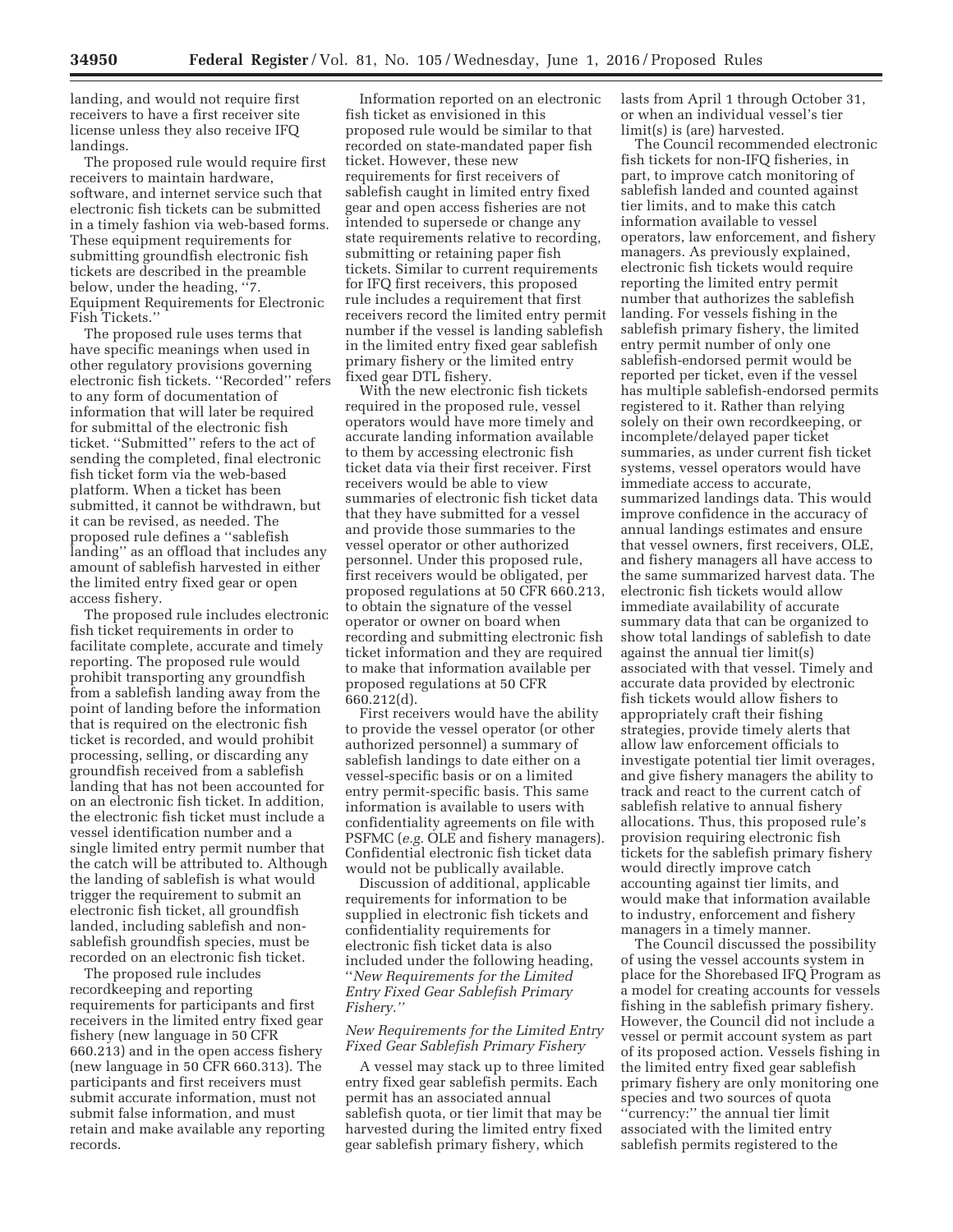landing, and would not require first receivers to have a first receiver site license unless they also receive IFQ landings.

The proposed rule would require first receivers to maintain hardware, software, and internet service such that electronic fish tickets can be submitted in a timely fashion via web-based forms. These equipment requirements for submitting groundfish electronic fish tickets are described in the preamble below, under the heading, ''7. Equipment Requirements for Electronic Fish Tickets.''

The proposed rule uses terms that have specific meanings when used in other regulatory provisions governing electronic fish tickets. ''Recorded'' refers to any form of documentation of information that will later be required for submittal of the electronic fish ticket. ''Submitted'' refers to the act of sending the completed, final electronic fish ticket form via the web-based platform. When a ticket has been submitted, it cannot be withdrawn, but it can be revised, as needed. The proposed rule defines a ''sablefish landing'' as an offload that includes any amount of sablefish harvested in either the limited entry fixed gear or open access fishery.

The proposed rule includes electronic fish ticket requirements in order to facilitate complete, accurate and timely reporting. The proposed rule would prohibit transporting any groundfish from a sablefish landing away from the point of landing before the information that is required on the electronic fish ticket is recorded, and would prohibit processing, selling, or discarding any groundfish received from a sablefish landing that has not been accounted for on an electronic fish ticket. In addition, the electronic fish ticket must include a vessel identification number and a single limited entry permit number that the catch will be attributed to. Although the landing of sablefish is what would trigger the requirement to submit an electronic fish ticket, all groundfish landed, including sablefish and non-sablefish groundfish species, must be recorded on an electronic fish ticket.

The proposed rule includes recordkeeping and reporting requirements for participants and first receivers in the limited entry fixed gear fishery (new language in 50 CFR 660.213) and in the open access fishery (new language in 50 CFR 660.313). The participants and first receivers must submit accurate information, must not submit false information, and must retain and make available any reporting records.

Information reported on an electronic fish ticket as envisioned in this proposed rule would be similar to that recorded on state-mandated paper fish ticket. However, these new requirements for first receivers of sablefish caught in limited entry fixed gear and open access fisheries are not intended to supersede or change any state requirements relative to recording, submitting or retaining paper fish tickets. Similar to current requirements for IFQ first receivers, this proposed rule includes a requirement that first receivers record the limited entry permit number if the vessel is landing sablefish in the limited entry fixed gear sablefish primary fishery or the limited entry fixed gear DTL fishery.

With the new electronic fish tickets required in the proposed rule, vessel operators would have more timely and accurate landing information available to them by accessing electronic fish ticket data via their first receiver. First receivers would be able to view summaries of electronic fish ticket data that they have submitted for a vessel and provide those summaries to the vessel operator or other authorized personnel. Under this proposed rule, first receivers would be obligated, per proposed regulations at 50 CFR 660.213, to obtain the signature of the vessel operator or owner on board when recording and submitting electronic fish ticket information and they are required to make that information available per proposed regulations at 50 CFR 660.212(d).

First receivers would have the ability to provide the vessel operator (or other authorized personnel) a summary of sablefish landings to date either on a vessel-specific basis or on a limited entry permit-specific basis. This same information is available to users with confidentiality agreements on file with PSFMC (*e.g.* OLE and fishery managers). Confidential electronic fish ticket data would not be publically available.

Discussion of additional, applicable requirements for information to be supplied in electronic fish tickets and confidentiality requirements for electronic fish ticket data is also included under the following heading, ''*New Requirements for the Limited Entry Fixed Gear Sablefish Primary Fishery.*''

### *New Requirements for the Limited Entry Fixed Gear Sablefish Primary Fishery*

A vessel may stack up to three limited entry fixed gear sablefish permits. Each permit has an associated annual sablefish quota, or tier limit that may be harvested during the limited entry fixed gear sablefish primary fishery, which lasts from April 1 through October 31, or when an individual vessel's tier limit(s) is (are) harvested.

The Council recommended electronic fish tickets for non-IFQ fisheries, in part, to improve catch monitoring of sablefish landed and counted against tier limits, and to make this catch information available to vessel operators, law enforcement, and fishery managers. As previously explained, electronic fish tickets would require reporting the limited entry permit number that authorizes the sablefish landing. For vessels fishing in the sablefish primary fishery, the limited entry permit number of only one sablefish-endorsed permit would be reported per ticket, even if the vessel has multiple sablefish-endorsed permits registered to it. Rather than relying solely on their own recordkeeping, or incomplete/delayed paper ticket summaries, as under current fish ticket systems, vessel operators would have immediate access to accurate, summarized landings data. This would improve confidence in the accuracy of annual landings estimates and ensure that vessel owners, first receivers, OLE, and fishery managers all have access to the same summarized harvest data. The electronic fish tickets would allow immediate availability of accurate summary data that can be organized to show total landings of sablefish to date against the annual tier limit(s) associated with that vessel. Timely and accurate data provided by electronic fish tickets would allow fishers to appropriately craft their fishing strategies, provide timely alerts that allow law enforcement officials to investigate potential tier limit overages, and give fishery managers the ability to track and react to the current catch of sablefish relative to annual fishery allocations. Thus, this proposed rule's provision requiring electronic fish tickets for the sablefish primary fishery would directly improve catch accounting against tier limits, and would make that information available to industry, enforcement and fishery managers in a timely manner.

The Council discussed the possibility of using the vessel accounts system in place for the Shorebased IFQ Program as a model for creating accounts for vessels fishing in the sablefish primary fishery. However, the Council did not include a vessel or permit account system as part of its proposed action. Vessels fishing in the limited entry fixed gear sablefish primary fishery are only monitoring one species and two sources of quota ''currency:'' the annual tier limit associated with the limited entry sablefish permits registered to the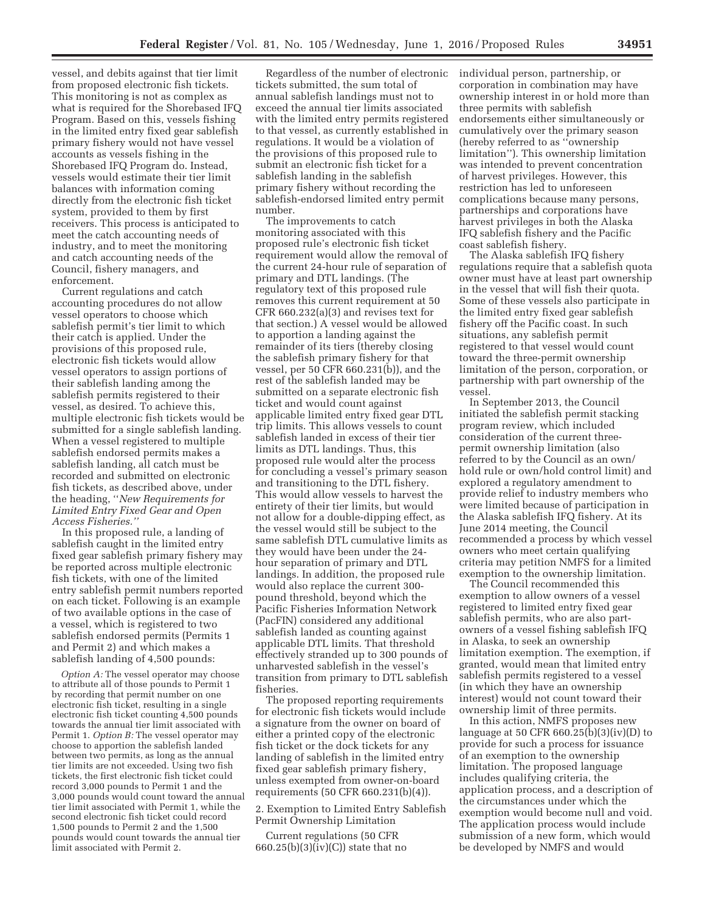vessel, and debits against that tier limit from proposed electronic fish tickets. This monitoring is not as complex as what is required for the Shorebased IFQ Program. Based on this, vessels fishing in the limited entry fixed gear sablefish primary fishery would not have vessel accounts as vessels fishing in the Shorebased IFQ Program do. Instead, vessels would estimate their tier limit balances with information coming directly from the electronic fish ticket system, provided to them by first receivers. This process is anticipated to meet the catch accounting needs of industry, and to meet the monitoring and catch accounting needs of the Council, fishery managers, and enforcement.

Current regulations and catch accounting procedures do not allow vessel operators to choose which sablefish permit's tier limit to which their catch is applied. Under the provisions of this proposed rule, electronic fish tickets would allow vessel operators to assign portions of their sablefish landing among the sablefish permits registered to their vessel, as desired. To achieve this, multiple electronic fish tickets would be submitted for a single sablefish landing. When a vessel registered to multiple sablefish endorsed permits makes a sablefish landing, all catch must be recorded and submitted on electronic fish tickets, as described above, under the heading, ''*New Requirements for Limited Entry Fixed Gear and Open Access Fisheries.*''

In this proposed rule, a landing of sablefish caught in the limited entry fixed gear sablefish primary fishery may be reported across multiple electronic fish tickets, with one of the limited entry sablefish permit numbers reported on each ticket. Following is an example of two available options in the case of a vessel, which is registered to two sablefish endorsed permits (Permits 1 and Permit 2) and which makes a sablefish landing of 4,500 pounds:

*Option A:* The vessel operator may choose to attribute all of those pounds to Permit 1 by recording that permit number on one electronic fish ticket, resulting in a single electronic fish ticket counting 4,500 pounds towards the annual tier limit associated with Permit 1. *Option B:* The vessel operator may choose to apportion the sablefish landed between two permits, as long as the annual tier limits are not exceeded. Using two fish tickets, the first electronic fish ticket could record 3,000 pounds to Permit 1 and the 3,000 pounds would count toward the annual tier limit associated with Permit 1, while the second electronic fish ticket could record 1,500 pounds to Permit 2 and the 1,500 pounds would count towards the annual tier limit associated with Permit 2.

Regardless of the number of electronic tickets submitted, the sum total of annual sablefish landings must not to exceed the annual tier limits associated with the limited entry permits registered to that vessel, as currently established in regulations. It would be a violation of the provisions of this proposed rule to submit an electronic fish ticket for a sablefish landing in the sablefish primary fishery without recording the sablefish-endorsed limited entry permit number.

The improvements to catch monitoring associated with this proposed rule's electronic fish ticket requirement would allow the removal of the current 24-hour rule of separation of primary and DTL landings. (The regulatory text of this proposed rule removes this current requirement at 50 CFR 660.232(a)(3) and revises text for that section.) A vessel would be allowed to apportion a landing against the remainder of its tiers (thereby closing the sablefish primary fishery for that vessel, per 50 CFR 660.231(b)), and the rest of the sablefish landed may be submitted on a separate electronic fish ticket and would count against applicable limited entry fixed gear DTL trip limits. This allows vessels to count sablefish landed in excess of their tier limits as DTL landings. Thus, this proposed rule would alter the process for concluding a vessel's primary season and transitioning to the DTL fishery. This would allow vessels to harvest the entirety of their tier limits, but would not allow for a double-dipping effect, as the vessel would still be subject to the same sablefish DTL cumulative limits as they would have been under the 24-hour separation of primary and DTL landings. In addition, the proposed rule would also replace the current 300-pound threshold, beyond which the Pacific Fisheries Information Network (PacFIN) considered any additional sablefish landed as counting against applicable DTL limits. That threshold effectively stranded up to 300 pounds of unharvested sablefish in the vessel's transition from primary to DTL sablefish fisheries.

The proposed reporting requirements for electronic fish tickets would include a signature from the owner on board of either a printed copy of the electronic fish ticket or the dock tickets for any landing of sablefish in the limited entry fixed gear sablefish primary fishery, unless exempted from owner-on-board requirements (50 CFR 660.231(b)(4)).

2. Exemption to Limited Entry Sablefish Permit Ownership Limitation

Current regulations (50 CFR 660.25(b)(3)(iv)(C)) state that no individual person, partnership, or corporation in combination may have ownership interest in or hold more than three permits with sablefish endorsements either simultaneously or cumulatively over the primary season (hereby referred to as ''ownership limitation''). This ownership limitation was intended to prevent concentration of harvest privileges. However, this restriction has led to unforeseen complications because many persons, partnerships and corporations have harvest privileges in both the Alaska IFQ sablefish fishery and the Pacific coast sablefish fishery.

The Alaska sablefish IFQ fishery regulations require that a sablefish quota owner must have at least part ownership in the vessel that will fish their quota. Some of these vessels also participate in the limited entry fixed gear sablefish fishery off the Pacific coast. In such situations, any sablefish permit registered to that vessel would count toward the three-permit ownership limitation of the person, corporation, or partnership with part ownership of the vessel.

In September 2013, the Council initiated the sablefish permit stacking program review, which included consideration of the current three-permit ownership limitation (also referred to by the Council as an own/hold rule or own/hold control limit) and explored a regulatory amendment to provide relief to industry members who were limited because of participation in the Alaska sablefish IFQ fishery. At its June 2014 meeting, the Council recommended a process by which vessel owners who meet certain qualifying criteria may petition NMFS for a limited exemption to the ownership limitation.

The Council recommended this exemption to allow owners of a vessel registered to limited entry fixed gear sablefish permits, who are also part-owners of a vessel fishing sablefish IFQ in Alaska, to seek an ownership limitation exemption. The exemption, if granted, would mean that limited entry sablefish permits registered to a vessel (in which they have an ownership interest) would not count toward their ownership limit of three permits.

In this action, NMFS proposes new language at 50 CFR 660.25(b)(3)(iv)(D) to provide for such a process for issuance of an exemption to the ownership limitation. The proposed language includes qualifying criteria, the application process, and a description of the circumstances under which the exemption would become null and void. The application process would include submission of a new form, which would be developed by NMFS and would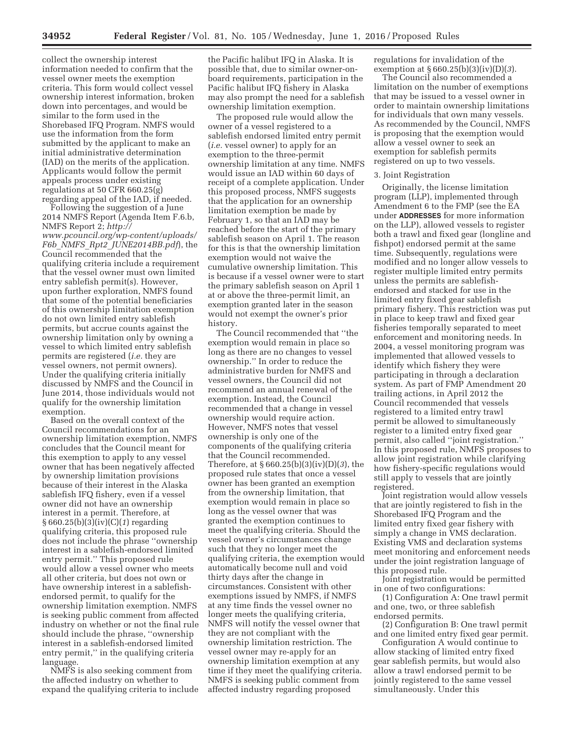collect the ownership interest information needed to confirm that the vessel owner meets the exemption criteria. This form would collect vessel ownership interest information, broken down into percentages, and would be similar to the form used in the Shorebased IFQ Program. NMFS would use the information from the form submitted by the applicant to make an initial administrative determination (IAD) on the merits of the application. Applicants would follow the permit appeals process under existing regulations at 50 CFR 660.25(g) regarding appeal of the IAD, if needed.

Following the suggestion of a June 2014 NMFS Report (Agenda Item F.6.b, NMFS Report 2; *http://www.pcouncil.org/wp-content/uploads/F6b_NMFS_Rpt2_JUNE2014BB.pdf*), the Council recommended that the qualifying criteria include a requirement that the vessel owner must own limited entry sablefish permit(s). However, upon further exploration, NMFS found that some of the potential beneficiaries of this ownership limitation exemption do not own limited entry sablefish permits, but accrue counts against the ownership limitation only by owning a vessel to which limited entry sablefish permits are registered (*i.e.* they are vessel owners, not permit owners). Under the qualifying criteria initially discussed by NMFS and the Council in June 2014, those individuals would not qualify for the ownership limitation exemption.

Based on the overall context of the Council recommendations for an ownership limitation exemption, NMFS concludes that the Council meant for this exemption to apply to any vessel owner that has been negatively affected by ownership limitation provisions because of their interest in the Alaska sablefish IFQ fishery, even if a vessel owner did not have an ownership interest in a permit. Therefore, at § 660.25(b)(3)(iv)(C)(*1*) regarding qualifying criteria, this proposed rule does not include the phrase ''ownership interest in a sablefish-endorsed limited entry permit.'' This proposed rule would allow a vessel owner who meets all other criteria, but does not own or have ownership interest in a sablefish-endorsed permit, to qualify for the ownership limitation exemption. NMFS is seeking public comment from affected industry on whether or not the final rule should include the phrase, ''ownership interest in a sablefish-endorsed limited entry permit,'' in the qualifying criteria language.

NMFS is also seeking comment from the affected industry on whether to expand the qualifying criteria to include the Pacific halibut IFQ in Alaska. It is possible that, due to similar owner-on-board requirements, participation in the Pacific halibut IFQ fishery in Alaska may also prompt the need for a sablefish ownership limitation exemption.

The proposed rule would allow the owner of a vessel registered to a sablefish endorsed limited entry permit (*i.e.* vessel owner) to apply for an exemption to the three-permit ownership limitation at any time. NMFS would issue an IAD within 60 days of receipt of a complete application. Under this proposed process, NMFS suggests that the application for an ownership limitation exemption be made by February 1, so that an IAD may be reached before the start of the primary sablefish season on April 1. The reason for this is that the ownership limitation exemption would not waive the cumulative ownership limitation. This is because if a vessel owner were to start the primary sablefish season on April 1 at or above the three-permit limit, an exemption granted later in the season would not exempt the owner's prior history.

The Council recommended that ''the exemption would remain in place so long as there are no changes to vessel ownership.'' In order to reduce the administrative burden for NMFS and vessel owners, the Council did not recommend an annual renewal of the exemption. Instead, the Council recommended that a change in vessel ownership would require action. However, NMFS notes that vessel ownership is only one of the components of the qualifying criteria that the Council recommended. Therefore, at § 660.25(b)(3)(iv)(D)(*3*), the proposed rule states that once a vessel owner has been granted an exemption from the ownership limitation, that exemption would remain in place so long as the vessel owner that was granted the exemption continues to meet the qualifying criteria. Should the vessel owner's circumstances change such that they no longer meet the qualifying criteria, the exemption would automatically become null and void thirty days after the change in circumstances. Consistent with other exemptions issued by NMFS, if NMFS at any time finds the vessel owner no longer meets the qualifying criteria, NMFS will notify the vessel owner that they are not compliant with the ownership limitation restriction. The vessel owner may re-apply for an ownership limitation exemption at any time if they meet the qualifying criteria. NMFS is seeking public comment from affected industry regarding proposed regulations for invalidation of the exemption at § 660.25(b)(3)(iv)(D)(*3*).

The Council also recommended a limitation on the number of exemptions that may be issued to a vessel owner in order to maintain ownership limitations for individuals that own many vessels. As recommended by the Council, NMFS is proposing that the exemption would allow a vessel owner to seek an exemption for sablefish permits registered on up to two vessels.

3. Joint Registration

Originally, the license limitation program (LLP), implemented through Amendment 6 to the FMP (see the EA under **ADDRESSES** for more information on the LLP), allowed vessels to register both a trawl and fixed gear (longline and fishpot) endorsed permit at the same time. Subsequently, regulations were modified and no longer allow vessels to register multiple limited entry permits unless the permits are sablefish-endorsed and stacked for use in the limited entry fixed gear sablefish primary fishery. This restriction was put in place to keep trawl and fixed gear fisheries temporally separated to meet enforcement and monitoring needs. In 2004, a vessel monitoring program was implemented that allowed vessels to identify which fishery they were participating in through a declaration system. As part of FMP Amendment 20 trailing actions, in April 2012 the Council recommended that vessels registered to a limited entry trawl permit be allowed to simultaneously register to a limited entry fixed gear permit, also called ''joint registration.'' In this proposed rule, NMFS proposes to allow joint registration while clarifying how fishery-specific regulations would still apply to vessels that are jointly registered.

Joint registration would allow vessels that are jointly registered to fish in the Shorebased IFQ Program and the limited entry fixed gear fishery with simply a change in VMS declaration. Existing VMS and declaration systems meet monitoring and enforcement needs under the joint registration language of this proposed rule.

Joint registration would be permitted in one of two configurations:

(1) Configuration A: One trawl permit and one, two, or three sablefish endorsed permits.

(2) Configuration B: One trawl permit and one limited entry fixed gear permit.

Configuration A would continue to allow stacking of limited entry fixed gear sablefish permits, but would also allow a trawl endorsed permit to be jointly registered to the same vessel simultaneously. Under this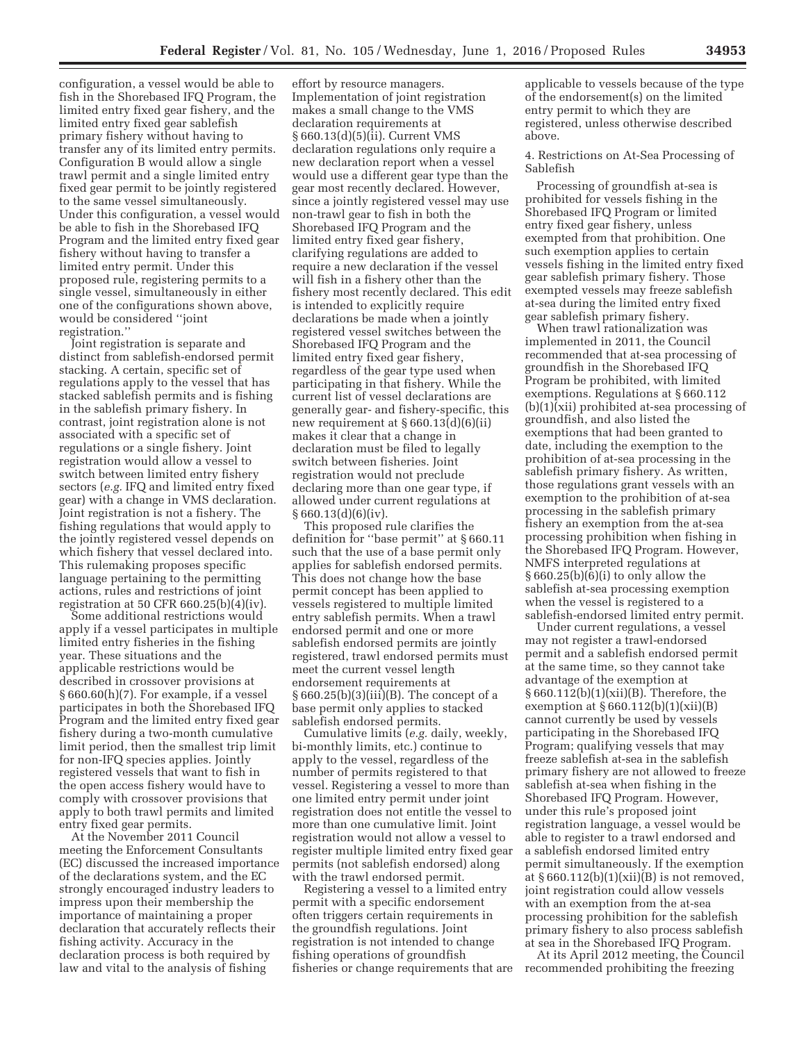configuration, a vessel would be able to fish in the Shorebased IFQ Program, the limited entry fixed gear fishery, and the limited entry fixed gear sablefish primary fishery without having to transfer any of its limited entry permits. Configuration B would allow a single trawl permit and a single limited entry fixed gear permit to be jointly registered to the same vessel simultaneously. Under this configuration, a vessel would be able to fish in the Shorebased IFQ Program and the limited entry fixed gear fishery without having to transfer a limited entry permit. Under this proposed rule, registering permits to a single vessel, simultaneously in either one of the configurations shown above, would be considered ''joint registration.''

Joint registration is separate and distinct from sablefish-endorsed permit stacking. A certain, specific set of regulations apply to the vessel that has stacked sablefish permits and is fishing in the sablefish primary fishery. In contrast, joint registration alone is not associated with a specific set of regulations or a single fishery. Joint registration would allow a vessel to switch between limited entry fishery sectors (*e.g.* IFQ and limited entry fixed gear) with a change in VMS declaration. Joint registration is not a fishery. The fishing regulations that would apply to the jointly registered vessel depends on which fishery that vessel declared into. This rulemaking proposes specific language pertaining to the permitting actions, rules and restrictions of joint registration at 50 CFR 660.25(b)(4)(iv).

Some additional restrictions would apply if a vessel participates in multiple limited entry fisheries in the fishing year. These situations and the applicable restrictions would be described in crossover provisions at § 660.60(h)(7). For example, if a vessel participates in both the Shorebased IFQ Program and the limited entry fixed gear fishery during a two-month cumulative limit period, then the smallest trip limit for non-IFQ species applies. Jointly registered vessels that want to fish in the open access fishery would have to comply with crossover provisions that apply to both trawl permits and limited entry fixed gear permits.

At the November 2011 Council meeting the Enforcement Consultants (EC) discussed the increased importance of the declarations system, and the EC strongly encouraged industry leaders to impress upon their membership the importance of maintaining a proper declaration that accurately reflects their fishing activity. Accuracy in the declaration process is both required by law and vital to the analysis of fishing effort by resource managers. Implementation of joint registration makes a small change to the VMS declaration requirements at § 660.13(d)(5)(ii). Current VMS declaration regulations only require a new declaration report when a vessel would use a different gear type than the gear most recently declared. However, since a jointly registered vessel may use non-trawl gear to fish in both the Shorebased IFQ Program and the limited entry fixed gear fishery, clarifying regulations are added to require a new declaration if the vessel will fish in a fishery other than the fishery most recently declared. This edit is intended to explicitly require declarations be made when a jointly registered vessel switches between the Shorebased IFQ Program and the limited entry fixed gear fishery, regardless of the gear type used when participating in that fishery. While the current list of vessel declarations are generally gear- and fishery-specific, this new requirement at § 660.13(d)(6)(ii) makes it clear that a change in declaration must be filed to legally switch between fisheries. Joint registration would not preclude declaring more than one gear type, if allowed under current regulations at § 660.13(d)(6)(iv).

This proposed rule clarifies the definition for ''base permit'' at § 660.11 such that the use of a base permit only applies for sablefish endorsed permits. This does not change how the base permit concept has been applied to vessels registered to multiple limited entry sablefish permits. When a trawl endorsed permit and one or more sablefish endorsed permits are jointly registered, trawl endorsed permits must meet the current vessel length endorsement requirements at § 660.25(b)(3)(iii)(B). The concept of a base permit only applies to stacked sablefish endorsed permits.

Cumulative limits (*e.g.* daily, weekly, bi-monthly limits, etc.) continue to apply to the vessel, regardless of the number of permits registered to that vessel. Registering a vessel to more than one limited entry permit under joint registration does not entitle the vessel to more than one cumulative limit. Joint registration would not allow a vessel to register multiple limited entry fixed gear permits (not sablefish endorsed) along with the trawl endorsed permit.

Registering a vessel to a limited entry permit with a specific endorsement often triggers certain requirements in the groundfish regulations. Joint registration is not intended to change fishing operations of groundfish fisheries or change requirements that are applicable to vessels because of the type of the endorsement(s) on the limited entry permit to which they are registered, unless otherwise described above.

4. Restrictions on At-Sea Processing of Sablefish

Processing of groundfish at-sea is prohibited for vessels fishing in the Shorebased IFQ Program or limited entry fixed gear fishery, unless exempted from that prohibition. One such exemption applies to certain vessels fishing in the limited entry fixed gear sablefish primary fishery. Those exempted vessels may freeze sablefish at-sea during the limited entry fixed gear sablefish primary fishery.

When trawl rationalization was implemented in 2011, the Council recommended that at-sea processing of groundfish in the Shorebased IFQ Program be prohibited, with limited exemptions. Regulations at § 660.112 (b)(1)(xii) prohibited at-sea processing of groundfish, and also listed the exemptions that had been granted to date, including the exemption to the prohibition of at-sea processing in the sablefish primary fishery. As written, those regulations grant vessels with an exemption to the prohibition of at-sea processing in the sablefish primary fishery an exemption from the at-sea processing prohibition when fishing in the Shorebased IFQ Program. However, NMFS interpreted regulations at § 660.25(b)(6)(i) to only allow the sablefish at-sea processing exemption when the vessel is registered to a sablefish-endorsed limited entry permit.

Under current regulations, a vessel may not register a trawl-endorsed permit and a sablefish endorsed permit at the same time, so they cannot take advantage of the exemption at § 660.112(b)(1)(xii)(B). Therefore, the exemption at § 660.112(b)(1)(xii)(B) cannot currently be used by vessels participating in the Shorebased IFQ Program; qualifying vessels that may freeze sablefish at-sea in the sablefish primary fishery are not allowed to freeze sablefish at-sea when fishing in the Shorebased IFQ Program. However, under this rule's proposed joint registration language, a vessel would be able to register to a trawl endorsed and a sablefish endorsed limited entry permit simultaneously. If the exemption at § 660.112(b)(1)(xii)(B) is not removed, joint registration could allow vessels with an exemption from the at-sea processing prohibition for the sablefish primary fishery to also process sablefish at sea in the Shorebased IFQ Program.

At its April 2012 meeting, the Council recommended prohibiting the freezing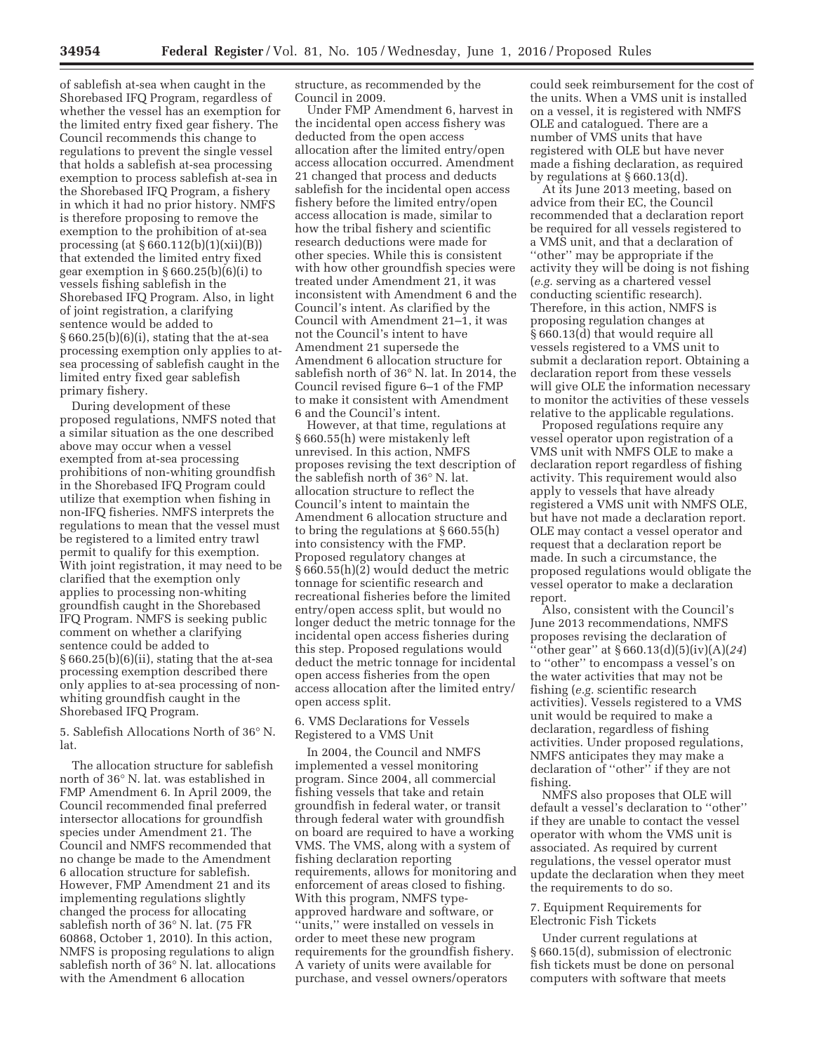of sablefish at-sea when caught in the Shorebased IFQ Program, regardless of whether the vessel has an exemption for the limited entry fixed gear fishery. The Council recommends this change to regulations to prevent the single vessel that holds a sablefish at-sea processing exemption to process sablefish at-sea in the Shorebased IFQ Program, a fishery in which it had no prior history. NMFS is therefore proposing to remove the exemption to the prohibition of at-sea processing (at § 660.112(b)(1)(xii)(B)) that extended the limited entry fixed gear exemption in § 660.25(b)(6)(i) to vessels fishing sablefish in the Shorebased IFQ Program. Also, in light of joint registration, a clarifying sentence would be added to § 660.25(b)(6)(i), stating that the at-sea processing exemption only applies to at-sea processing of sablefish caught in the limited entry fixed gear sablefish primary fishery.

During development of these proposed regulations, NMFS noted that a similar situation as the one described above may occur when a vessel exempted from at-sea processing prohibitions of non-whiting groundfish in the Shorebased IFQ Program could utilize that exemption when fishing in non-IFQ fisheries. NMFS interprets the regulations to mean that the vessel must be registered to a limited entry trawl permit to qualify for this exemption. With joint registration, it may need to be clarified that the exemption only applies to processing non-whiting groundfish caught in the Shorebased IFQ Program. NMFS is seeking public comment on whether a clarifying sentence could be added to § 660.25(b)(6)(ii), stating that the at-sea processing exemption described there only applies to at-sea processing of non-whiting groundfish caught in the Shorebased IFQ Program.

5. Sablefish Allocations North of 36° N. lat.

The allocation structure for sablefish north of 36° N. lat. was established in FMP Amendment 6. In April 2009, the Council recommended final preferred intersector allocations for groundfish species under Amendment 21. The Council and NMFS recommended that no change be made to the Amendment 6 allocation structure for sablefish. However, FMP Amendment 21 and its implementing regulations slightly changed the process for allocating sablefish north of 36° N. lat. (75 FR 60868, October 1, 2010). In this action, NMFS is proposing regulations to align sablefish north of 36° N. lat. allocations with the Amendment 6 allocation structure, as recommended by the Council in 2009.

Under FMP Amendment 6, harvest in the incidental open access fishery was deducted from the open access allocation after the limited entry/open access allocation occurred. Amendment 21 changed that process and deducts sablefish for the incidental open access fishery before the limited entry/open access allocation is made, similar to how the tribal fishery and scientific research deductions were made for other species. While this is consistent with how other groundfish species were treated under Amendment 21, it was inconsistent with Amendment 6 and the Council's intent. As clarified by the Council with Amendment 21–1, it was not the Council's intent to have Amendment 21 supersede the Amendment 6 allocation structure for sablefish north of 36° N. lat. In 2014, the Council revised figure 6–1 of the FMP to make it consistent with Amendment 6 and the Council's intent.

However, at that time, regulations at § 660.55(h) were mistakenly left unrevised. In this action, NMFS proposes revising the text description of the sablefish north of 36° N. lat. allocation structure to reflect the Council's intent to maintain the Amendment 6 allocation structure and to bring the regulations at § 660.55(h) into consistency with the FMP. Proposed regulatory changes at § 660.55(h)(2) would deduct the metric tonnage for scientific research and recreational fisheries before the limited entry/open access split, but would no longer deduct the metric tonnage for the incidental open access fisheries during this step. Proposed regulations would deduct the metric tonnage for incidental open access fisheries from the open access allocation after the limited entry/open access split.

6. VMS Declarations for Vessels Registered to a VMS Unit

In 2004, the Council and NMFS implemented a vessel monitoring program. Since 2004, all commercial fishing vessels that take and retain groundfish in federal water, or transit through federal water with groundfish on board are required to have a working VMS. The VMS, along with a system of fishing declaration reporting requirements, allows for monitoring and enforcement of areas closed to fishing. With this program, NMFS type-approved hardware and software, or "units," were installed on vessels in order to meet these new program requirements for the groundfish fishery. A variety of units were available for purchase, and vessel owners/operators could seek reimbursement for the cost of the units. When a VMS unit is installed on a vessel, it is registered with NMFS OLE and catalogued. There are a number of VMS units that have registered with OLE but have never made a fishing declaration, as required by regulations at § 660.13(d).

At its June 2013 meeting, based on advice from their EC, the Council recommended that a declaration report be required for all vessels registered to a VMS unit, and that a declaration of "other" may be appropriate if the activity they will be doing is not fishing (*e.g.* serving as a chartered vessel conducting scientific research). Therefore, in this action, NMFS is proposing regulation changes at § 660.13(d) that would require all vessels registered to a VMS unit to submit a declaration report. Obtaining a declaration report from these vessels will give OLE the information necessary to monitor the activities of these vessels relative to the applicable regulations.

Proposed regulations require any vessel operator upon registration of a VMS unit with NMFS OLE to make a declaration report regardless of fishing activity. This requirement would also apply to vessels that have already registered a VMS unit with NMFS OLE, but have not made a declaration report. OLE may contact a vessel operator and request that a declaration report be made. In such a circumstance, the proposed regulations would obligate the vessel operator to make a declaration report.

Also, consistent with the Council's June 2013 recommendations, NMFS proposes revising the declaration of "other gear" at § 660.13(d)(5)(iv)(A)(*24*) to "other" to encompass a vessel's on the water activities that may not be fishing (*e.g.* scientific research activities). Vessels registered to a VMS unit would be required to make a declaration, regardless of fishing activities. Under proposed regulations, NMFS anticipates they may make a declaration of "other" if they are not fishing.

NMFS also proposes that OLE will default a vessel's declaration to "other" if they are unable to contact the vessel operator with whom the VMS unit is associated. As required by current regulations, the vessel operator must update the declaration when they meet the requirements to do so.

7. Equipment Requirements for Electronic Fish Tickets

Under current regulations at § 660.15(d), submission of electronic fish tickets must be done on personal computers with software that meets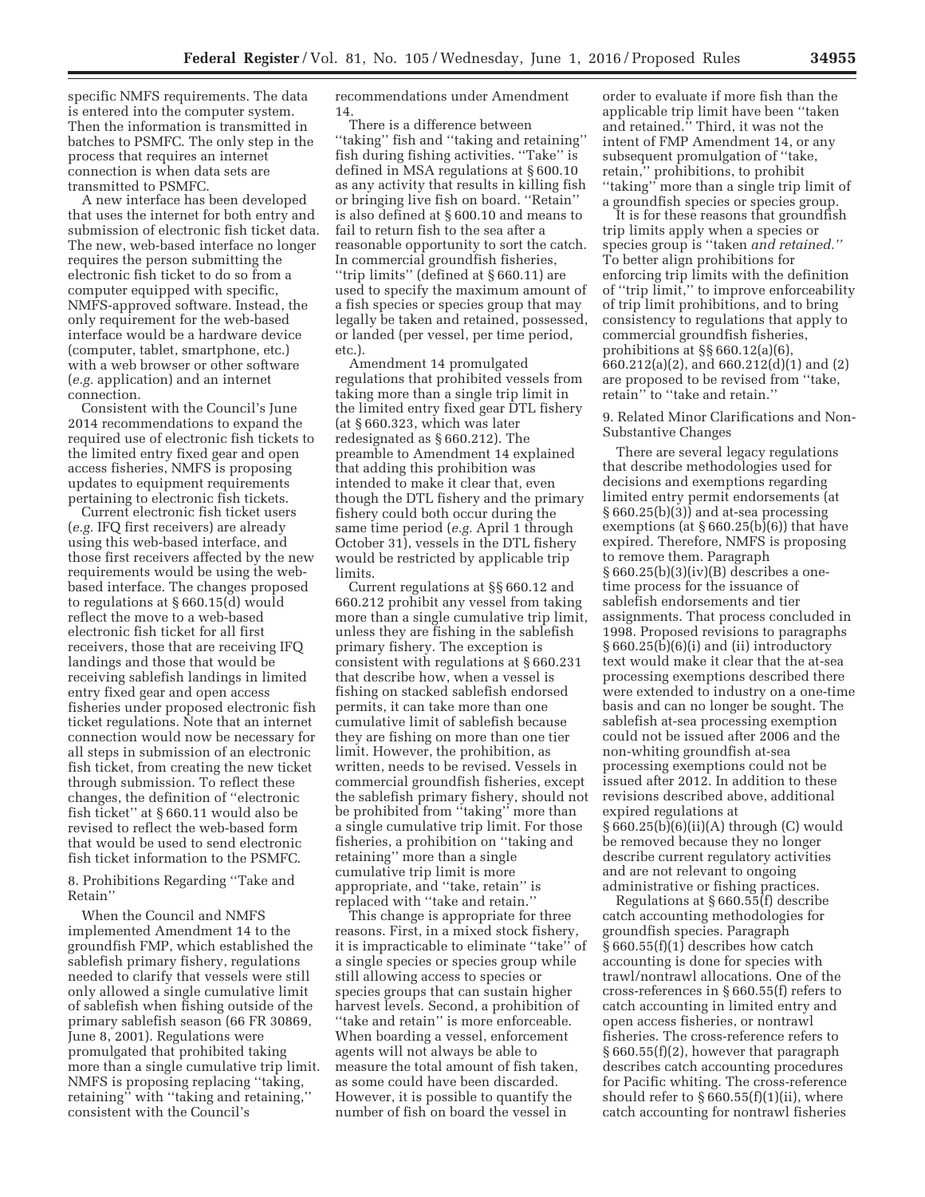specific NMFS requirements. The data is entered into the computer system. Then the information is transmitted in batches to PSMFC. The only step in the process that requires an internet connection is when data sets are transmitted to PSMFC.

A new interface has been developed that uses the internet for both entry and submission of electronic fish ticket data. The new, web-based interface no longer requires the person submitting the electronic fish ticket to do so from a computer equipped with specific, NMFS-approved software. Instead, the only requirement for the web-based interface would be a hardware device (computer, tablet, smartphone, etc.) with a web browser or other software (*e.g.* application) and an internet connection.

Consistent with the Council's June 2014 recommendations to expand the required use of electronic fish tickets to the limited entry fixed gear and open access fisheries, NMFS is proposing updates to equipment requirements pertaining to electronic fish tickets.

Current electronic fish ticket users (*e.g.* IFQ first receivers) are already using this web-based interface, and those first receivers affected by the new requirements would be using the web-based interface. The changes proposed to regulations at § 660.15(d) would reflect the move to a web-based electronic fish ticket for all first receivers, those that are receiving IFQ landings and those that would be receiving sablefish landings in limited entry fixed gear and open access fisheries under proposed electronic fish ticket regulations. Note that an internet connection would now be necessary for all steps in submission of an electronic fish ticket, from creating the new ticket through submission. To reflect these changes, the definition of ''electronic fish ticket'' at § 660.11 would also be revised to reflect the web-based form that would be used to send electronic fish ticket information to the PSMFC.

8. Prohibitions Regarding ''Take and Retain''

When the Council and NMFS implemented Amendment 14 to the groundfish FMP, which established the sablefish primary fishery, regulations needed to clarify that vessels were still only allowed a single cumulative limit of sablefish when fishing outside of the primary sablefish season (66 FR 30869, June 8, 2001). Regulations were promulgated that prohibited taking more than a single cumulative trip limit. NMFS is proposing replacing ''taking, retaining'' with ''taking and retaining,'' consistent with the Council's recommendations under Amendment 14.

There is a difference between ''taking'' fish and ''taking and retaining'' fish during fishing activities. ''Take'' is defined in MSA regulations at § 600.10 as any activity that results in killing fish or bringing live fish on board. ''Retain'' is also defined at § 600.10 and means to fail to return fish to the sea after a reasonable opportunity to sort the catch. In commercial groundfish fisheries, ''trip limits'' (defined at § 660.11) are used to specify the maximum amount of a fish species or species group that may legally be taken and retained, possessed, or landed (per vessel, per time period, etc.).

Amendment 14 promulgated regulations that prohibited vessels from taking more than a single trip limit in the limited entry fixed gear DTL fishery (at § 660.323, which was later redesignated as § 660.212). The preamble to Amendment 14 explained that adding this prohibition was intended to make it clear that, even though the DTL fishery and the primary fishery could both occur during the same time period (*e.g.* April 1 through October 31), vessels in the DTL fishery would be restricted by applicable trip limits.

Current regulations at §§ 660.12 and 660.212 prohibit any vessel from taking more than a single cumulative trip limit, unless they are fishing in the sablefish primary fishery. The exception is consistent with regulations at § 660.231 that describe how, when a vessel is fishing on stacked sablefish endorsed permits, it can take more than one cumulative limit of sablefish because they are fishing on more than one tier limit. However, the prohibition, as written, needs to be revised. Vessels in commercial groundfish fisheries, except the sablefish primary fishery, should not be prohibited from ''taking'' more than a single cumulative trip limit. For those fisheries, a prohibition on ''taking and retaining'' more than a single cumulative trip limit is more appropriate, and ''take, retain'' is replaced with ''take and retain.''

This change is appropriate for three reasons. First, in a mixed stock fishery, it is impracticable to eliminate ''take'' of a single species or species group while still allowing access to species or species groups that can sustain higher harvest levels. Second, a prohibition of ''take and retain'' is more enforceable. When boarding a vessel, enforcement agents will not always be able to measure the total amount of fish taken, as some could have been discarded. However, it is possible to quantify the number of fish on board the vessel in order to evaluate if more fish than the applicable trip limit have been ''taken and retained.'' Third, it was not the intent of FMP Amendment 14, or any subsequent promulgation of ''take, retain,'' prohibitions, to prohibit ''taking'' more than a single trip limit of a groundfish species or species group.

It is for these reasons that groundfish trip limits apply when a species or species group is ''taken *and retained.''* To better align prohibitions for enforcing trip limits with the definition of ''trip limit,'' to improve enforceability of trip limit prohibitions, and to bring consistency to regulations that apply to commercial groundfish fisheries, prohibitions at §§ 660.12(a)(6), 660.212(a)(2), and 660.212(d)(1) and (2) are proposed to be revised from ''take, retain'' to ''take and retain.''

9. Related Minor Clarifications and Non-Substantive Changes

There are several legacy regulations that describe methodologies used for decisions and exemptions regarding limited entry permit endorsements (at § 660.25(b)(3)) and at-sea processing exemptions (at § 660.25(b)(6)) that have expired. Therefore, NMFS is proposing to remove them. Paragraph § 660.25(b)(3)(iv)(B) describes a one-time process for the issuance of sablefish endorsements and tier assignments. That process concluded in 1998. Proposed revisions to paragraphs § 660.25(b)(6)(i) and (ii) introductory text would make it clear that the at-sea processing exemptions described there were extended to industry on a one-time basis and can no longer be sought. The sablefish at-sea processing exemption could not be issued after 2006 and the non-whiting groundfish at-sea processing exemptions could not be issued after 2012. In addition to these revisions described above, additional expired regulations at § 660.25(b)(6)(ii)(A) through (C) would be removed because they no longer describe current regulatory activities and are not relevant to ongoing administrative or fishing practices.

Regulations at § 660.55(f) describe catch accounting methodologies for groundfish species. Paragraph § 660.55(f)(1) describes how catch accounting is done for species with trawl/nontrawl allocations. One of the cross-references in § 660.55(f) refers to catch accounting in limited entry and open access fisheries, or nontrawl fisheries. The cross-reference refers to § 660.55(f)(2), however that paragraph describes catch accounting procedures for Pacific whiting. The cross-reference should refer to § 660.55(f)(1)(ii), where catch accounting for nontrawl fisheries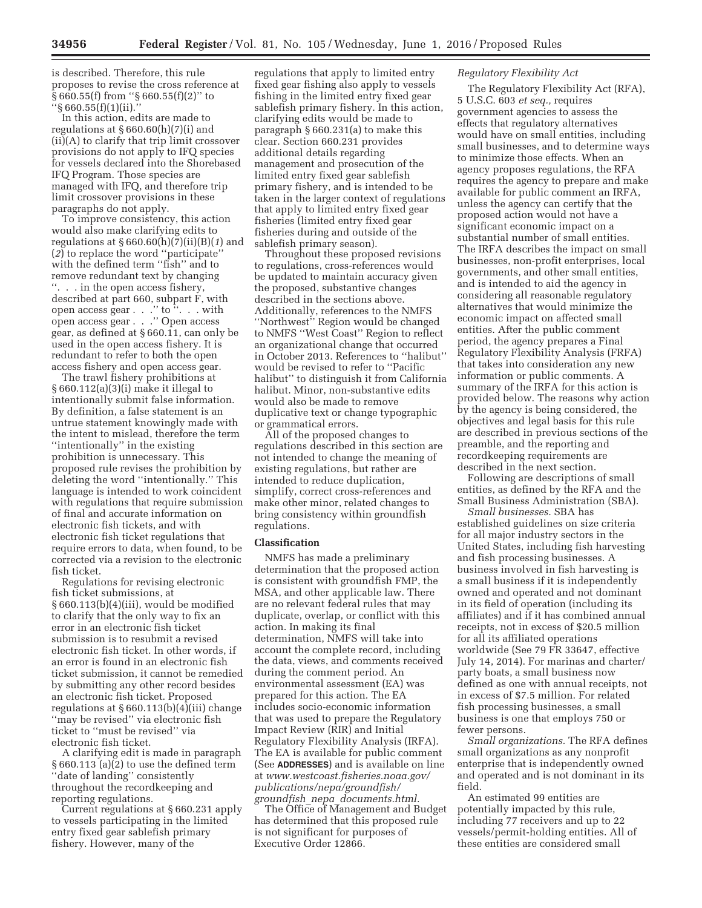is described. Therefore, this rule proposes to revise the cross reference at § 660.55(f) from ''§ 660.55(f)(2)'' to ''§ 660.55(f)(1)(ii).''

In this action, edits are made to regulations at § 660.60(h)(7)(i) and (ii)(A) to clarify that trip limit crossover provisions do not apply to IFQ species for vessels declared into the Shorebased IFQ Program. Those species are managed with IFQ, and therefore trip limit crossover provisions in these paragraphs do not apply.

To improve consistency, this action would also make clarifying edits to regulations at § 660.60(h)(7)(ii)(B)(*1*) and (*2*) to replace the word ''participate'' with the defined term ''fish'' and to remove redundant text by changing ''. . . in the open access fishery, described at part 660, subpart F, with open access gear . . .'' to ''. . . with open access gear . . .'' Open access gear, as defined at § 660.11, can only be used in the open access fishery. It is redundant to refer to both the open access fishery and open access gear.

The trawl fishery prohibitions at § 660.112(a)(3)(i) make it illegal to intentionally submit false information. By definition, a false statement is an untrue statement knowingly made with the intent to mislead, therefore the term ''intentionally'' in the existing prohibition is unnecessary. This proposed rule revises the prohibition by deleting the word ''intentionally.'' This language is intended to work coincident with regulations that require submission of final and accurate information on electronic fish tickets, and with electronic fish ticket regulations that require errors to data, when found, to be corrected via a revision to the electronic fish ticket.

Regulations for revising electronic fish ticket submissions, at § 660.113(b)(4)(iii), would be modified to clarify that the only way to fix an error in an electronic fish ticket submission is to resubmit a revised electronic fish ticket. In other words, if an error is found in an electronic fish ticket submission, it cannot be remedied by submitting any other record besides an electronic fish ticket. Proposed regulations at § 660.113(b)(4)(iii) change ''may be revised'' via electronic fish ticket to ''must be revised'' via electronic fish ticket.

A clarifying edit is made in paragraph § 660.113 (a)(2) to use the defined term ''date of landing'' consistently throughout the recordkeeping and reporting regulations.

Current regulations at § 660.231 apply to vessels participating in the limited entry fixed gear sablefish primary fishery. However, many of the regulations that apply to limited entry fixed gear fishing also apply to vessels fishing in the limited entry fixed gear sablefish primary fishery. In this action, clarifying edits would be made to paragraph § 660.231(a) to make this clear. Section 660.231 provides additional details regarding management and prosecution of the limited entry fixed gear sablefish primary fishery, and is intended to be taken in the larger context of regulations that apply to limited entry fixed gear fisheries (limited entry fixed gear fisheries during and outside of the sablefish primary season).

Throughout these proposed revisions to regulations, cross-references would be updated to maintain accuracy given the proposed, substantive changes described in the sections above. Additionally, references to the NMFS ''Northwest'' Region would be changed to NMFS ''West Coast'' Region to reflect an organizational change that occurred in October 2013. References to ''halibut'' would be revised to refer to ''Pacific halibut'' to distinguish it from California halibut. Minor, non-substantive edits would also be made to remove duplicative text or change typographic or grammatical errors.

All of the proposed changes to regulations described in this section are not intended to change the meaning of existing regulations, but rather are intended to reduce duplication, simplify, correct cross-references and make other minor, related changes to bring consistency within groundfish regulations.

## Classification

NMFS has made a preliminary determination that the proposed action is consistent with groundfish FMP, the MSA, and other applicable law. There are no relevant federal rules that may duplicate, overlap, or conflict with this action. In making its final determination, NMFS will take into account the complete record, including the data, views, and comments received during the comment period. An environmental assessment (EA) was prepared for this action. The EA includes socio-economic information that was used to prepare the Regulatory Impact Review (RIR) and Initial Regulatory Flexibility Analysis (IRFA). The EA is available for public comment (See **ADDRESSES**) and is available on line at *www.westcoast.fisheries.noaa.gov/publications/nepa/groundfish/groundfish_nepa_documents.html.*

The Office of Management and Budget has determined that this proposed rule is not significant for purposes of Executive Order 12866.

*Regulatory Flexibility Act*

The Regulatory Flexibility Act (RFA), 5 U.S.C. 603 *et seq.,* requires government agencies to assess the effects that regulatory alternatives would have on small entities, including small businesses, and to determine ways to minimize those effects. When an agency proposes regulations, the RFA requires the agency to prepare and make available for public comment an IRFA, unless the agency can certify that the proposed action would not have a significant economic impact on a substantial number of small entities. The IRFA describes the impact on small businesses, non-profit enterprises, local governments, and other small entities, and is intended to aid the agency in considering all reasonable regulatory alternatives that would minimize the economic impact on affected small entities. After the public comment period, the agency prepares a Final Regulatory Flexibility Analysis (FRFA) that takes into consideration any new information or public comments. A summary of the IRFA for this action is provided below. The reasons why action by the agency is being considered, the objectives and legal basis for this rule are described in previous sections of the preamble, and the reporting and recordkeeping requirements are described in the next section.

Following are descriptions of small entities, as defined by the RFA and the Small Business Administration (SBA).

*Small businesses.* SBA has established guidelines on size criteria for all major industry sectors in the United States, including fish harvesting and fish processing businesses. A business involved in fish harvesting is a small business if it is independently owned and operated and not dominant in its field of operation (including its affiliates) and if it has combined annual receipts, not in excess of $20.5 million for all its affiliated operations worldwide (See 79 FR 33647, effective July 14, 2014). For marinas and charter/party boats, a small business now defined as one with annual receipts, not in excess of $7.5 million. For related fish processing businesses, a small business is one that employs 750 or fewer persons.

*Small organizations.* The RFA defines small organizations as any nonprofit enterprise that is independently owned and operated and is not dominant in its field.

An estimated 99 entities are potentially impacted by this rule, including 77 receivers and up to 22 vessels/permit-holding entities. All of these entities are considered small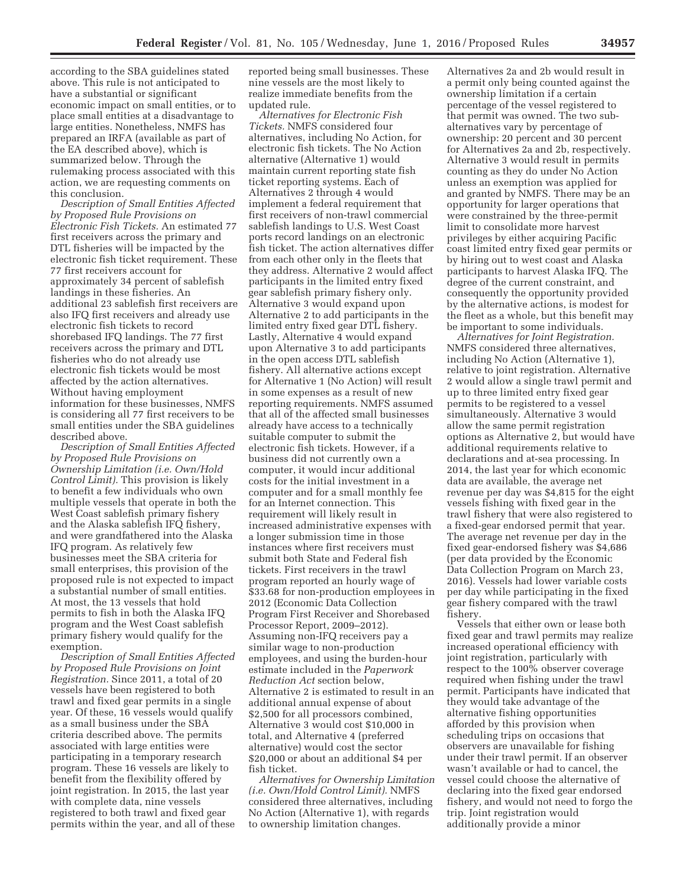according to the SBA guidelines stated above. This rule is not anticipated to have a substantial or significant economic impact on small entities, or to place small entities at a disadvantage to large entities. Nonetheless, NMFS has prepared an IRFA (available as part of the EA described above), which is summarized below. Through the rulemaking process associated with this action, we are requesting comments on this conclusion.

*Description of Small Entities Affected by Proposed Rule Provisions on Electronic Fish Tickets.* An estimated 77 first receivers across the primary and DTL fisheries will be impacted by the electronic fish ticket requirement. These 77 first receivers account for approximately 34 percent of sablefish landings in these fisheries. An additional 23 sablefish first receivers are also IFQ first receivers and already use electronic fish tickets to record shorebased IFQ landings. The 77 first receivers across the primary and DTL fisheries who do not already use electronic fish tickets would be most affected by the action alternatives. Without having employment information for these businesses, NMFS is considering all 77 first receivers to be small entities under the SBA guidelines described above.

*Description of Small Entities Affected by Proposed Rule Provisions on Ownership Limitation (i.e. Own/Hold Control Limit).* This provision is likely to benefit a few individuals who own multiple vessels that operate in both the West Coast sablefish primary fishery and the Alaska sablefish IFQ fishery, and were grandfathered into the Alaska IFQ program. As relatively few businesses meet the SBA criteria for small enterprises, this provision of the proposed rule is not expected to impact a substantial number of small entities. At most, the 13 vessels that hold permits to fish in both the Alaska IFQ program and the West Coast sablefish primary fishery would qualify for the exemption.

*Description of Small Entities Affected by Proposed Rule Provisions on Joint Registration.* Since 2011, a total of 20 vessels have been registered to both trawl and fixed gear permits in a single year. Of these, 16 vessels would qualify as a small business under the SBA criteria described above. The permits associated with large entities were participating in a temporary research program. These 16 vessels are likely to benefit from the flexibility offered by joint registration. In 2015, the last year with complete data, nine vessels registered to both trawl and fixed gear permits within the year, and all of these reported being small businesses. These nine vessels are the most likely to realize immediate benefits from the updated rule.

*Alternatives for Electronic Fish Tickets.* NMFS considered four alternatives, including No Action, for electronic fish tickets. The No Action alternative (Alternative 1) would maintain current reporting state fish ticket reporting systems. Each of Alternatives 2 through 4 would implement a federal requirement that first receivers of non-trawl commercial sablefish landings to U.S. West Coast ports record landings on an electronic fish ticket. The action alternatives differ from each other only in the fleets that they address. Alternative 2 would affect participants in the limited entry fixed gear sablefish primary fishery only. Alternative 3 would expand upon Alternative 2 to add participants in the limited entry fixed gear DTL fishery. Lastly, Alternative 4 would expand upon Alternative 3 to add participants in the open access DTL sablefish fishery. All alternative actions except for Alternative 1 (No Action) will result in some expenses as a result of new reporting requirements. NMFS assumed that all of the affected small businesses already have access to a technically suitable computer to submit the electronic fish tickets. However, if a business did not currently own a computer, it would incur additional costs for the initial investment in a computer and for a small monthly fee for an Internet connection. This requirement will likely result in increased administrative expenses with a longer submission time in those instances where first receivers must submit both State and Federal fish tickets. First receivers in the trawl program reported an hourly wage of $33.68 for non-production employees in 2012 (Economic Data Collection Program First Receiver and Shorebased Processor Report, 2009–2012). Assuming non-IFQ receivers pay a similar wage to non-production employees, and using the burden-hour estimate included in the *Paperwork Reduction Act* section below, Alternative 2 is estimated to result in an additional annual expense of about $2,500 for all processors combined, Alternative 3 would cost $10,000 in total, and Alternative 4 (preferred alternative) would cost the sector $20,000 or about an additional $4 per fish ticket.

*Alternatives for Ownership Limitation (i.e. Own/Hold Control Limit).* NMFS considered three alternatives, including No Action (Alternative 1), with regards to ownership limitation changes. Alternatives 2a and 2b would result in a permit only being counted against the ownership limitation if a certain percentage of the vessel registered to that permit was owned. The two sub-alternatives vary by percentage of ownership: 20 percent and 30 percent for Alternatives 2a and 2b, respectively. Alternative 3 would result in permits counting as they do under No Action unless an exemption was applied for and granted by NMFS. There may be an opportunity for larger operations that were constrained by the three-permit limit to consolidate more harvest privileges by either acquiring Pacific coast limited entry fixed gear permits or by hiring out to west coast and Alaska participants to harvest Alaska IFQ. The degree of the current constraint, and consequently the opportunity provided by the alternative actions, is modest for the fleet as a whole, but this benefit may be important to some individuals.

*Alternatives for Joint Registration.* NMFS considered three alternatives, including No Action (Alternative 1), relative to joint registration. Alternative 2 would allow a single trawl permit and up to three limited entry fixed gear permits to be registered to a vessel simultaneously. Alternative 3 would allow the same permit registration options as Alternative 2, but would have additional requirements relative to declarations and at-sea processing. In 2014, the last year for which economic data are available, the average net revenue per day was $4,815 for the eight vessels fishing with fixed gear in the trawl fishery that were also registered to a fixed-gear endorsed permit that year. The average net revenue per day in the fixed gear-endorsed fishery was $4,686 (per data provided by the Economic Data Collection Program on March 23, 2016). Vessels had lower variable costs per day while participating in the fixed gear fishery compared with the trawl fishery.

Vessels that either own or lease both fixed gear and trawl permits may realize increased operational efficiency with joint registration, particularly with respect to the 100% observer coverage required when fishing under the trawl permit. Participants have indicated that they would take advantage of the alternative fishing opportunities afforded by this provision when scheduling trips on occasions that observers are unavailable for fishing under their trawl permit. If an observer wasn't available or had to cancel, the vessel could choose the alternative of declaring into the fixed gear endorsed fishery, and would not need to forgo the trip. Joint registration would additionally provide a minor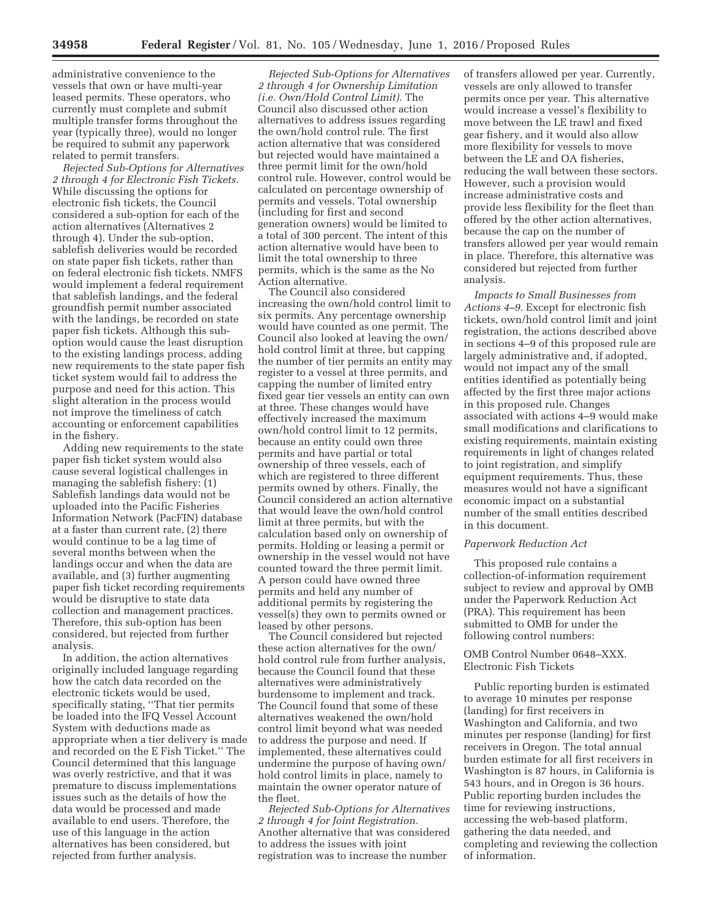administrative convenience to the vessels that own or have multi-year leased permits. These operators, who currently must complete and submit multiple transfer forms throughout the year (typically three), would no longer be required to submit any paperwork related to permit transfers.

*Rejected Sub-Options for Alternatives 2 through 4 for Electronic Fish Tickets.* While discussing the options for electronic fish tickets, the Council considered a sub-option for each of the action alternatives (Alternatives 2 through 4). Under the sub-option, sablefish deliveries would be recorded on state paper fish tickets, rather than on federal electronic fish tickets. NMFS would implement a federal requirement that sablefish landings, and the federal groundfish permit number associated with the landings, be recorded on state paper fish tickets. Although this sub-option would cause the least disruption to the existing landings process, adding new requirements to the state paper fish ticket system would fail to address the purpose and need for this action. This slight alteration in the process would not improve the timeliness of catch accounting or enforcement capabilities in the fishery.

Adding new requirements to the state paper fish ticket system would also cause several logistical challenges in managing the sablefish fishery: (1) Sablefish landings data would not be uploaded into the Pacific Fisheries Information Network (PacFIN) database at a faster than current rate, (2) there would continue to be a lag time of several months between when the landings occur and when the data are available, and (3) further augmenting paper fish ticket recording requirements would be disruptive to state data collection and management practices. Therefore, this sub-option has been considered, but rejected from further analysis.

In addition, the action alternatives originally included language regarding how the catch data recorded on the electronic tickets would be used, specifically stating, ''That tier permits be loaded into the IFQ Vessel Account System with deductions made as appropriate when a tier delivery is made and recorded on the E Fish Ticket.'' The Council determined that this language was overly restrictive, and that it was premature to discuss implementations issues such as the details of how the data would be processed and made available to end users. Therefore, the use of this language in the action alternatives has been considered, but rejected from further analysis.

*Rejected Sub-Options for Alternatives 2 through 4 for Ownership Limitation (i.e. Own/Hold Control Limit).* The Council also discussed other action alternatives to address issues regarding the own/hold control rule. The first action alternative that was considered but rejected would have maintained a three permit limit for the own/hold control rule. However, control would be calculated on percentage ownership of permits and vessels. Total ownership (including for first and second generation owners) would be limited to a total of 300 percent. The intent of this action alternative would have been to limit the total ownership to three permits, which is the same as the No Action alternative.

The Council also considered increasing the own/hold control limit to six permits. Any percentage ownership would have counted as one permit. The Council also looked at leaving the own/hold control limit at three, but capping the number of tier permits an entity may register to a vessel at three permits, and capping the number of limited entry fixed gear tier vessels an entity can own at three. These changes would have effectively increased the maximum own/hold control limit to 12 permits, because an entity could own three permits and have partial or total ownership of three vessels, each of which are registered to three different permits owned by others. Finally, the Council considered an action alternative that would leave the own/hold control limit at three permits, but with the calculation based only on ownership of permits. Holding or leasing a permit or ownership in the vessel would not have counted toward the three permit limit. A person could have owned three permits and held any number of additional permits by registering the vessel(s) they own to permits owned or leased by other persons.

The Council considered but rejected these action alternatives for the own/hold control rule from further analysis, because the Council found that these alternatives were administratively burdensome to implement and track. The Council found that some of these alternatives weakened the own/hold control limit beyond what was needed to address the purpose and need. If implemented, these alternatives could undermine the purpose of having own/hold control limits in place, namely to maintain the owner operator nature of the fleet.

*Rejected Sub-Options for Alternatives 2 through 4 for Joint Registration.* Another alternative that was considered to address the issues with joint registration was to increase the number of transfers allowed per year. Currently, vessels are only allowed to transfer permits once per year. This alternative would increase a vessel's flexibility to move between the LE trawl and fixed gear fishery, and it would also allow more flexibility for vessels to move between the LE and OA fisheries, reducing the wall between these sectors. However, such a provision would increase administrative costs and provide less flexibility for the fleet than offered by the other action alternatives, because the cap on the number of transfers allowed per year would remain in place. Therefore, this alternative was considered but rejected from further analysis.

*Impacts to Small Businesses from Actions 4–9.* Except for electronic fish tickets, own/hold control limit and joint registration, the actions described above in sections 4–9 of this proposed rule are largely administrative and, if adopted, would not impact any of the small entities identified as potentially being affected by the first three major actions in this proposed rule. Changes associated with actions 4–9 would make small modifications and clarifications to existing requirements, maintain existing requirements in light of changes related to joint registration, and simplify equipment requirements. Thus, these measures would not have a significant economic impact on a substantial number of the small entities described in this document.

*Paperwork Reduction Act*

This proposed rule contains a collection-of-information requirement subject to review and approval by OMB under the Paperwork Reduction Act (PRA). This requirement has been submitted to OMB for under the following control numbers:

OMB Control Number 0648–XXX. Electronic Fish Tickets

Public reporting burden is estimated to average 10 minutes per response (landing) for first receivers in Washington and California, and two minutes per response (landing) for first receivers in Oregon. The total annual burden estimate for all first receivers in Washington is 87 hours, in California is 543 hours, and in Oregon is 36 hours. Public reporting burden includes the time for reviewing instructions, accessing the web-based platform, gathering the data needed, and completing and reviewing the collection of information.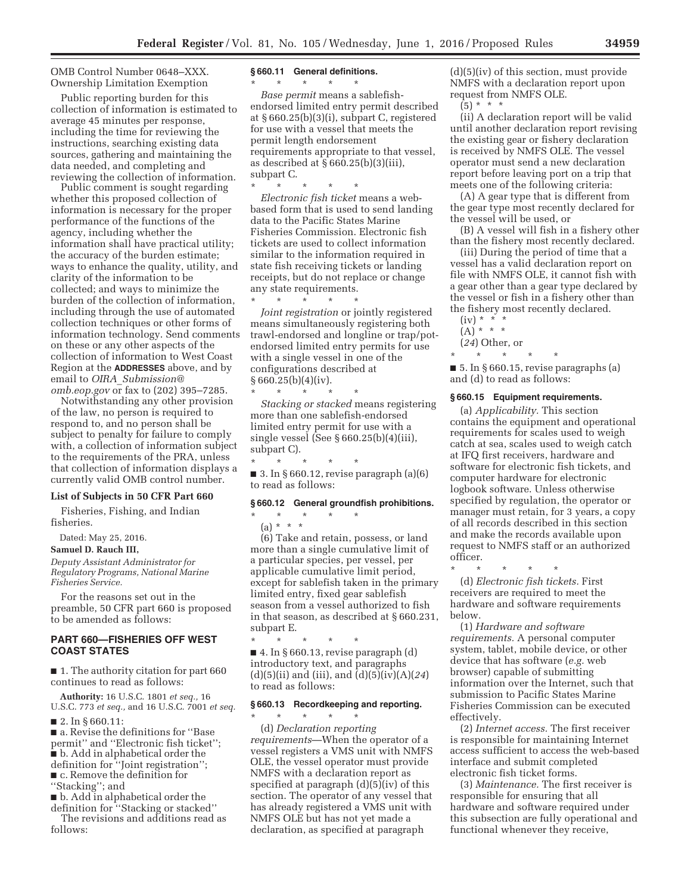OMB Control Number 0648–XXX. Ownership Limitation Exemption

Public reporting burden for this collection of information is estimated to average 45 minutes per response, including the time for reviewing the instructions, searching existing data sources, gathering and maintaining the data needed, and completing and reviewing the collection of information.

Public comment is sought regarding whether this proposed collection of information is necessary for the proper performance of the functions of the agency, including whether the information shall have practical utility; the accuracy of the burden estimate; ways to enhance the quality, utility, and clarity of the information to be collected; and ways to minimize the burden of the collection of information, including through the use of automated collection techniques or other forms of information technology. Send comments on these or any other aspects of the collection of information to West Coast Region at the **ADDRESSES** above, and by email to *OIRA_Submission@omb.eop.gov* or fax to (202) 395–7285.

Notwithstanding any other provision of the law, no person is required to respond to, and no person shall be subject to penalty for failure to comply with, a collection of information subject to the requirements of the PRA, unless that collection of information displays a currently valid OMB control number.

**List of Subjects in 50 CFR Part 660**

Fisheries, Fishing, and Indian fisheries.

Dated: May 25, 2016.

**Samuel D. Rauch III,**

*Deputy Assistant Administrator for Regulatory Programs, National Marine Fisheries Service.*

For the reasons set out in the preamble, 50 CFR part 660 is proposed to be amended as follows:

## PART 660—FISHERIES OFF WEST COAST STATES

■ 1. The authority citation for part 660 continues to read as follows:

**Authority:** 16 U.S.C. 1801 *et seq.,* 16 U.S.C. 773 *et seq.,* and 16 U.S.C. 7001 *et seq.*

■ 2. In § 660.11:

■ a. Revise the definitions for ''Base permit'' and ''Electronic fish ticket'';

■ b. Add in alphabetical order the definition for ''Joint registration'';

■ c. Remove the definition for ''Stacking''; and

■ b. Add in alphabetical order the definition for ''Stacking or stacked''

The revisions and additions read as follows:

### § 660.11 General definitions.

\* \* \* \* \*

*Base permit* means a sablefish-endorsed limited entry permit described at § 660.25(b)(3)(i), subpart C, registered for use with a vessel that meets the permit length endorsement requirements appropriate to that vessel, as described at § 660.25(b)(3)(iii), subpart C.

\* \* \* \* \*

*Electronic fish ticket* means a web-based form that is used to send landing data to the Pacific States Marine Fisheries Commission. Electronic fish tickets are used to collect information similar to the information required in state fish receiving tickets or landing receipts, but do not replace or change any state requirements.

\* \* \* \* \*

*Joint registration* or jointly registered means simultaneously registering both trawl-endorsed and longline or trap/pot-endorsed limited entry permits for use with a single vessel in one of the configurations described at § 660.25(b)(4)(iv).

\* \* \* \* \*

*Stacking or stacked* means registering more than one sablefish-endorsed limited entry permit for use with a single vessel (See § 660.25(b)(4)(iii), subpart C).

\* \* \* \* \*

■ 3. In § 660.12, revise paragraph (a)(6) to read as follows:

### § 660.12 General groundfish prohibitions.

\* \* \* \* \*

(a) \* \* \*

(6) Take and retain, possess, or land more than a single cumulative limit of a particular species, per vessel, per applicable cumulative limit period, except for sablefish taken in the primary limited entry, fixed gear sablefish season from a vessel authorized to fish in that season, as described at § 660.231, subpart E.

\* \* \* \* \*

■ 4. In § 660.13, revise paragraph (d) introductory text, and paragraphs (d)(5)(ii) and (iii), and (d)(5)(iv)(A)(*24*) to read as follows:

### § 660.13 Recordkeeping and reporting.

\* \* \* \* \*

(d) *Declaration reporting requirements*—When the operator of a vessel registers a VMS unit with NMFS OLE, the vessel operator must provide NMFS with a declaration report as specified at paragraph (d)(5)(iv) of this section. The operator of any vessel that has already registered a VMS unit with NMFS OLE but has not yet made a declaration, as specified at paragraph (d)(5)(iv) of this section, must provide NMFS with a declaration report upon request from NMFS OLE.

(5) \* \* \*

(ii) A declaration report will be valid until another declaration report revising the existing gear or fishery declaration is received by NMFS OLE. The vessel operator must send a new declaration report before leaving port on a trip that meets one of the following criteria:

(A) A gear type that is different from the gear type most recently declared for the vessel will be used, or

(B) A vessel will fish in a fishery other than the fishery most recently declared.

(iii) During the period of time that a vessel has a valid declaration report on file with NMFS OLE, it cannot fish with a gear other than a gear type declared by the vessel or fish in a fishery other than the fishery most recently declared.

(iv) \* \* \*

(A) \* \* \*

(*24*) Other, or

\* \* \* \* \*

■ 5. In § 660.15, revise paragraphs (a) and (d) to read as follows:

### § 660.15 Equipment requirements.

(a) *Applicability.* This section contains the equipment and operational requirements for scales used to weigh catch at sea, scales used to weigh catch at IFQ first receivers, hardware and software for electronic fish tickets, and computer hardware for electronic logbook software. Unless otherwise specified by regulation, the operator or manager must retain, for 3 years, a copy of all records described in this section and make the records available upon request to NMFS staff or an authorized officer.

\* \* \* \* \*

(d) *Electronic fish tickets.* First receivers are required to meet the hardware and software requirements below.

(1) *Hardware and software requirements.* A personal computer system, tablet, mobile device, or other device that has software (*e.g.* web browser) capable of submitting information over the Internet, such that submission to Pacific States Marine Fisheries Commission can be executed effectively.

(2) *Internet access.* The first receiver is responsible for maintaining Internet access sufficient to access the web-based interface and submit completed electronic fish ticket forms.

(3) *Maintenance.* The first receiver is responsible for ensuring that all hardware and software required under this subsection are fully operational and functional whenever they receive,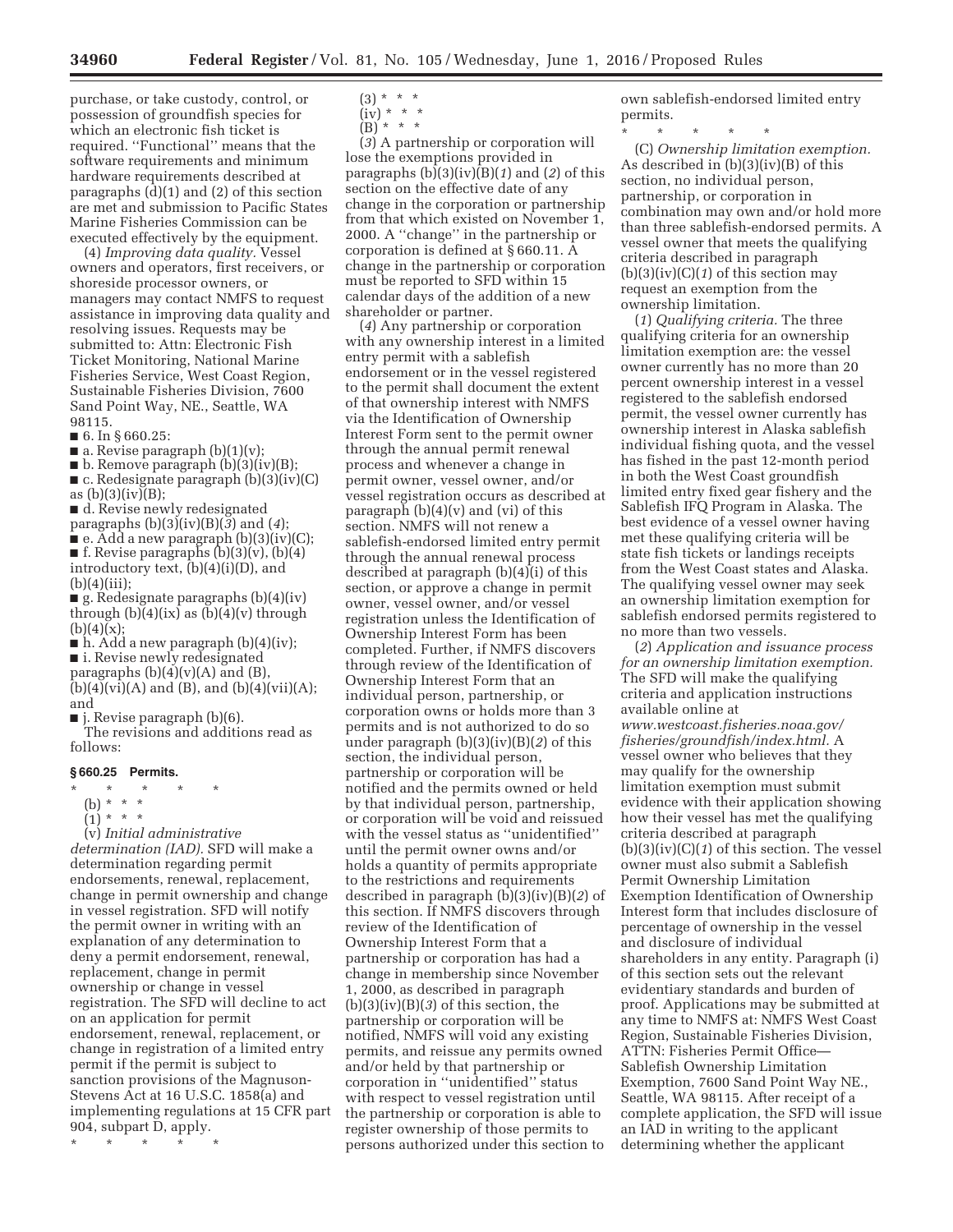purchase, or take custody, control, or possession of groundfish species for which an electronic fish ticket is required. ''Functional'' means that the software requirements and minimum hardware requirements described at paragraphs (d)(1) and (2) of this section are met and submission to Pacific States Marine Fisheries Commission can be executed effectively by the equipment.

(4) *Improving data quality.* Vessel owners and operators, first receivers, or shoreside processor owners, or managers may contact NMFS to request assistance in improving data quality and resolving issues. Requests may be submitted to: Attn: Electronic Fish Ticket Monitoring, National Marine Fisheries Service, West Coast Region, Sustainable Fisheries Division, 7600 Sand Point Way, NE., Seattle, WA 98115.

■ 6. In § 660.25:

■ a. Revise paragraph (b)(1)(v);

■ b. Remove paragraph (b)(3)(iv)(B);

■ c. Redesignate paragraph (b)(3)(iv)(C) as (b)(3)(iv)(B);

■ d. Revise newly redesignated paragraphs (b)(3)(iv)(B)(*3*) and (*4*);

■ e. Add a new paragraph (b)(3)(iv)(C);

■ f. Revise paragraphs (b)(3)(v), (b)(4) introductory text, (b)(4)(i)(D), and (b)(4)(iii);

■ g. Redesignate paragraphs (b)(4)(iv) through (b)(4)(ix) as (b)(4)(v) through (b)(4)(x);

■ h. Add a new paragraph (b)(4)(iv);

■ i. Revise newly redesignated paragraphs (b)(4)(v)(A) and (B), (b)(4)(vi)(A) and (B), and (b)(4)(vii)(A); and

■ j. Revise paragraph (b)(6).

The revisions and additions read as follows:

**§ 660.25 Permits.**

\* \* \* \* \*

(b) \* \* \*

(1) \* \* \*

(v) *Initial administrative determination (IAD).* SFD will make a determination regarding permit endorsements, renewal, replacement, change in permit ownership and change in vessel registration. SFD will notify the permit owner in writing with an explanation of any determination to deny a permit endorsement, renewal, replacement, change in permit ownership or change in vessel registration. The SFD will decline to act on an application for permit endorsement, renewal, replacement, or change in registration of a limited entry permit if the permit is subject to sanction provisions of the Magnuson-Stevens Act at 16 U.S.C. 1858(a) and implementing regulations at 15 CFR part 904, subpart D, apply.

\* \* \* \* \*

(3) \* \* \*

(iv) \* \* \*

(B) \* \* \*

(*3*) A partnership or corporation will lose the exemptions provided in paragraphs (b)(3)(iv)(B)(*1*) and (*2*) of this section on the effective date of any change in the corporation or partnership from that which existed on November 1, 2000. A ''change'' in the partnership or corporation is defined at § 660.11. A change in the partnership or corporation must be reported to SFD within 15 calendar days of the addition of a new shareholder or partner.

(*4*) Any partnership or corporation with any ownership interest in a limited entry permit with a sablefish endorsement or in the vessel registered to the permit shall document the extent of that ownership interest with NMFS via the Identification of Ownership Interest Form sent to the permit owner through the annual permit renewal process and whenever a change in permit owner, vessel owner, and/or vessel registration occurs as described at paragraph (b)(4)(v) and (vi) of this section. NMFS will not renew a sablefish-endorsed limited entry permit through the annual renewal process described at paragraph (b)(4)(i) of this section, or approve a change in permit owner, vessel owner, and/or vessel registration unless the Identification of Ownership Interest Form has been completed. Further, if NMFS discovers through review of the Identification of Ownership Interest Form that an individual person, partnership, or corporation owns or holds more than 3 permits and is not authorized to do so under paragraph (b)(3)(iv)(B)(*2*) of this section, the individual person, partnership or corporation will be notified and the permits owned or held by that individual person, partnership, or corporation will be void and reissued with the vessel status as ''unidentified'' until the permit owner owns and/or holds a quantity of permits appropriate to the restrictions and requirements described in paragraph (b)(3)(iv)(B)(*2*) of this section. If NMFS discovers through review of the Identification of Ownership Interest Form that a partnership or corporation has had a change in membership since November 1, 2000, as described in paragraph (b)(3)(iv)(B)(*3*) of this section, the partnership or corporation will be notified, NMFS will void any existing permits, and reissue any permits owned and/or held by that partnership or corporation in ''unidentified'' status with respect to vessel registration until the partnership or corporation is able to register ownership of those permits to persons authorized under this section to own sablefish-endorsed limited entry permits.

\* \* \* \* \*

(C) *Ownership limitation exemption.* As described in (b)(3)(iv)(B) of this section, no individual person, partnership, or corporation in combination may own and/or hold more than three sablefish-endorsed permits. A vessel owner that meets the qualifying criteria described in paragraph (b)(3)(iv)(C)(*1*) of this section may request an exemption from the ownership limitation.

(*1*) *Qualifying criteria.* The three qualifying criteria for an ownership limitation exemption are: the vessel owner currently has no more than 20 percent ownership interest in a vessel registered to the sablefish endorsed permit, the vessel owner currently has ownership interest in Alaska sablefish individual fishing quota, and the vessel has fished in the past 12-month period in both the West Coast groundfish limited entry fixed gear fishery and the Sablefish IFQ Program in Alaska. The best evidence of a vessel owner having met these qualifying criteria will be state fish tickets or landings receipts from the West Coast states and Alaska. The qualifying vessel owner may seek an ownership limitation exemption for sablefish endorsed permits registered to no more than two vessels.

(*2*) *Application and issuance process for an ownership limitation exemption.* The SFD will make the qualifying criteria and application instructions available online at *www.westcoast.fisheries.noaa.gov/fisheries/groundfish/index.html.* A vessel owner who believes that they may qualify for the ownership limitation exemption must submit evidence with their application showing how their vessel has met the qualifying criteria described at paragraph (b)(3)(iv)(C)(*1*) of this section. The vessel owner must also submit a Sablefish Permit Ownership Limitation Exemption Identification of Ownership Interest form that includes disclosure of percentage of ownership in the vessel and disclosure of individual shareholders in any entity. Paragraph (i) of this section sets out the relevant evidentiary standards and burden of proof. Applications may be submitted at any time to NMFS at: NMFS West Coast Region, Sustainable Fisheries Division, ATTN: Fisheries Permit Office—Sablefish Ownership Limitation Exemption, 7600 Sand Point Way NE., Seattle, WA 98115. After receipt of a complete application, the SFD will issue an IAD in writing to the applicant determining whether the applicant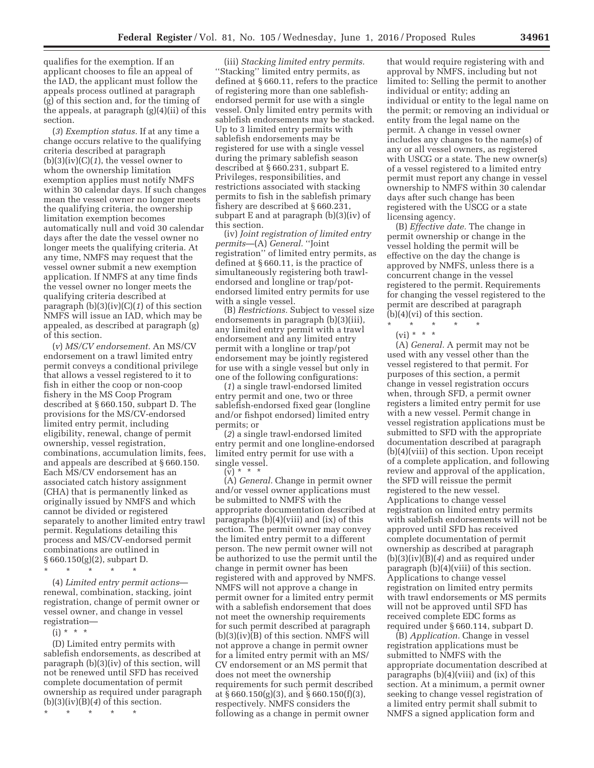qualifies for the exemption. If an applicant chooses to file an appeal of the IAD, the applicant must follow the appeals process outlined at paragraph (g) of this section and, for the timing of the appeals, at paragraph (g)(4)(ii) of this section.

(*3*) *Exemption status.* If at any time a change occurs relative to the qualifying criteria described at paragraph (b)(3)(iv)(C)(*1*), the vessel owner to whom the ownership limitation exemption applies must notify NMFS within 30 calendar days. If such changes mean the vessel owner no longer meets the qualifying criteria, the ownership limitation exemption becomes automatically null and void 30 calendar days after the date the vessel owner no longer meets the qualifying criteria. At any time, NMFS may request that the vessel owner submit a new exemption application. If NMFS at any time finds the vessel owner no longer meets the qualifying criteria described at paragraph (b)(3)(iv)(C)(*1*) of this section NMFS will issue an IAD, which may be appealed, as described at paragraph (g) of this section.

(*v*) *MS/CV endorsement.* An MS/CV endorsement on a trawl limited entry permit conveys a conditional privilege that allows a vessel registered to it to fish in either the coop or non-coop fishery in the MS Coop Program described at § 660.150, subpart D. The provisions for the MS/CV-endorsed limited entry permit, including eligibility, renewal, change of permit ownership, vessel registration, combinations, accumulation limits, fees, and appeals are described at § 660.150. Each MS/CV endorsement has an associated catch history assignment (CHA) that is permanently linked as originally issued by NMFS and which cannot be divided or registered separately to another limited entry trawl permit. Regulations detailing this process and MS/CV-endorsed permit combinations are outlined in § 660.150(g)(2), subpart D.

\* \* \* \* \*

(4) *Limited entry permit actions*—renewal, combination, stacking, joint registration, change of permit owner or vessel owner, and change in vessel registration—

(i) \* \* \*

(D) Limited entry permits with sablefish endorsements, as described at paragraph (b)(3)(iv) of this section, will not be renewed until SFD has received complete documentation of permit ownership as required under paragraph (b)(3)(iv)(B)(*4*) of this section.

\* \* \* \* \*

(iii) *Stacking limited entry permits.* "Stacking" limited entry permits, as defined at § 660.11, refers to the practice of registering more than one sablefish-endorsed permit for use with a single vessel. Only limited entry permits with sablefish endorsements may be stacked. Up to 3 limited entry permits with sablefish endorsements may be registered for use with a single vessel during the primary sablefish season described at § 660.231, subpart E. Privileges, responsibilities, and restrictions associated with stacking permits to fish in the sablefish primary fishery are described at § 660.231, subpart E and at paragraph (b)(3)(iv) of this section.

(iv) *Joint registration of limited entry permits*—(A) *General.* "Joint registration" of limited entry permits, as defined at § 660.11, is the practice of simultaneously registering both trawl-endorsed and longline or trap/pot-endorsed limited entry permits for use with a single vessel.

(B) *Restrictions.* Subject to vessel size endorsements in paragraph (b)(3)(iii), any limited entry permit with a trawl endorsement and any limited entry permit with a longline or trap/pot endorsement may be jointly registered for use with a single vessel but only in one of the following configurations:

(*1*) a single trawl-endorsed limited entry permit and one, two or three sablefish-endorsed fixed gear (longline and/or fishpot endorsed) limited entry permits; or

(*2*) a single trawl-endorsed limited entry permit and one longline-endorsed limited entry permit for use with a single vessel.

(v) \* \* \*

(A) *General.* Change in permit owner and/or vessel owner applications must be submitted to NMFS with the appropriate documentation described at paragraphs (b)(4)(viii) and (ix) of this section. The permit owner may convey the limited entry permit to a different person. The new permit owner will not be authorized to use the permit until the change in permit owner has been registered with and approved by NMFS. NMFS will not approve a change in permit owner for a limited entry permit with a sablefish endorsement that does not meet the ownership requirements for such permit described at paragraph (b)(3)(iv)(B) of this section. NMFS will not approve a change in permit owner for a limited entry permit with an MS/CV endorsement or an MS permit that does not meet the ownership requirements for such permit described at § 660.150(g)(3), and § 660.150(f)(3), respectively. NMFS considers the following as a change in permit owner that would require registering with and approval by NMFS, including but not limited to: Selling the permit to another individual or entity; adding an individual or entity to the legal name on the permit; or removing an individual or entity from the legal name on the permit. A change in vessel owner includes any changes to the name(s) of any or all vessel owners, as registered with USCG or a state. The new owner(s) of a vessel registered to a limited entry permit must report any change in vessel ownership to NMFS within 30 calendar days after such change has been registered with the USCG or a state licensing agency.

(B) *Effective date.* The change in permit ownership or change in the vessel holding the permit will be effective on the day the change is approved by NMFS, unless there is a concurrent change in the vessel registered to the permit. Requirements for changing the vessel registered to the permit are described at paragraph (b)(4)(vi) of this section.

\* \* \* \* \*

(vi) \* \* \*

(A) *General.* A permit may not be used with any vessel other than the vessel registered to that permit. For purposes of this section, a permit change in vessel registration occurs when, through SFD, a permit owner registers a limited entry permit for use with a new vessel. Permit change in vessel registration applications must be submitted to SFD with the appropriate documentation described at paragraph (b)(4)(viii) of this section. Upon receipt of a complete application, and following review and approval of the application, the SFD will reissue the permit registered to the new vessel. Applications to change vessel registration on limited entry permits with sablefish endorsements will not be approved until SFD has received complete documentation of permit ownership as described at paragraph (b)(3)(iv)(B)(*4*) and as required under paragraph (b)(4)(viii) of this section. Applications to change vessel registration on limited entry permits with trawl endorsements or MS permits will not be approved until SFD has received complete EDC forms as required under § 660.114, subpart D.

(B) *Application.* Change in vessel registration applications must be submitted to NMFS with the appropriate documentation described at paragraphs (b)(4)(viii) and (ix) of this section. At a minimum, a permit owner seeking to change vessel registration of a limited entry permit shall submit to NMFS a signed application form and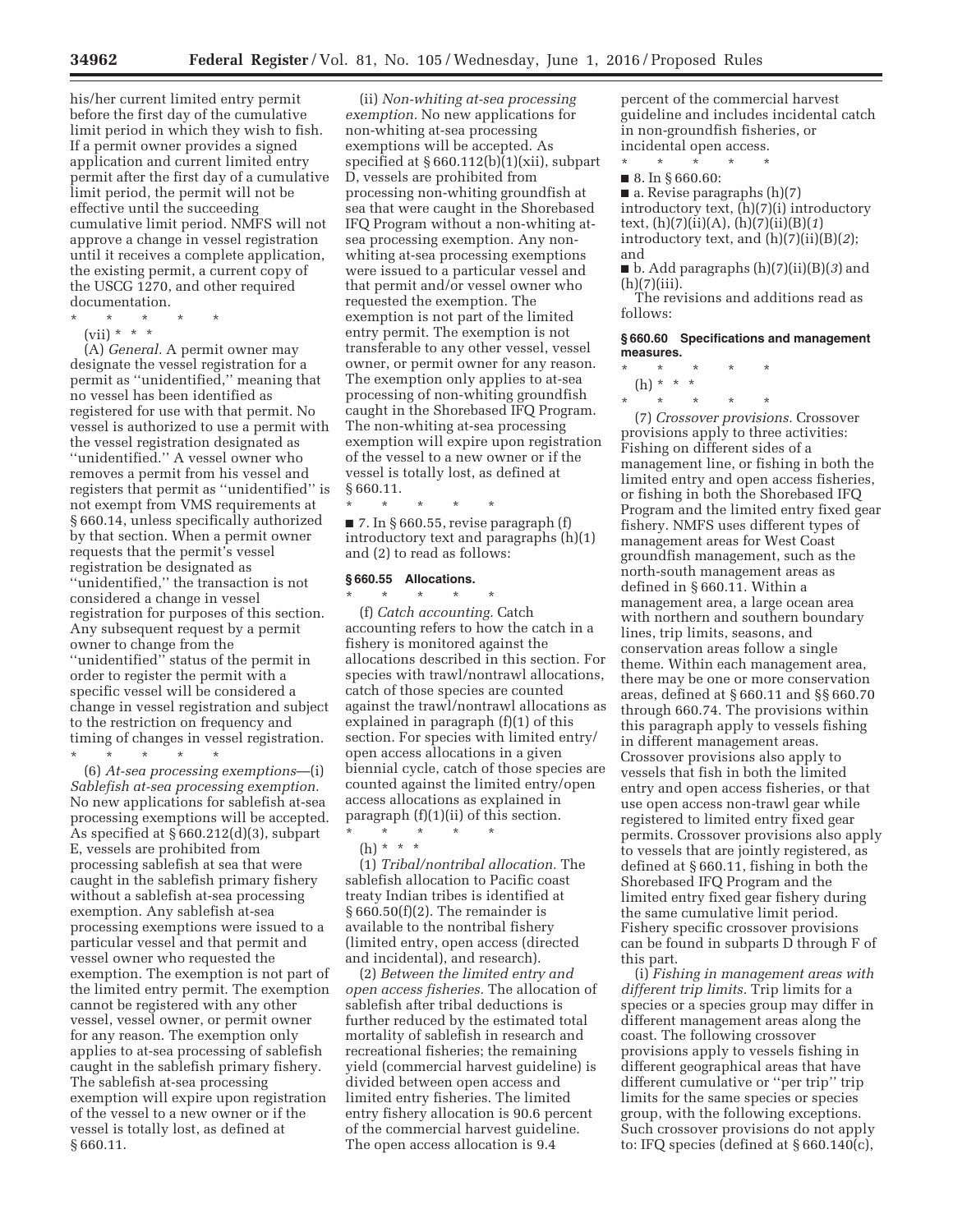his/her current limited entry permit before the first day of the cumulative limit period in which they wish to fish. If a permit owner provides a signed application and current limited entry permit after the first day of a cumulative limit period, the permit will not be effective until the succeeding cumulative limit period. NMFS will not approve a change in vessel registration until it receives a complete application, the existing permit, a current copy of the USCG 1270, and other required documentation.

\* \* \* \* \*

(vii) \* \* \*

(A) *General.* A permit owner may designate the vessel registration for a permit as ''unidentified,'' meaning that no vessel has been identified as registered for use with that permit. No vessel is authorized to use a permit with the vessel registration designated as ''unidentified.'' A vessel owner who removes a permit from his vessel and registers that permit as ''unidentified'' is not exempt from VMS requirements at § 660.14, unless specifically authorized by that section. When a permit owner requests that the permit's vessel registration be designated as ''unidentified,'' the transaction is not considered a change in vessel registration for purposes of this section. Any subsequent request by a permit owner to change from the ''unidentified'' status of the permit in order to register the permit with a specific vessel will be considered a change in vessel registration and subject to the restriction on frequency and timing of changes in vessel registration.

\* \* \* \* \*

(6) *At-sea processing exemptions*—(i) *Sablefish at-sea processing exemption.* No new applications for sablefish at-sea processing exemptions will be accepted. As specified at § 660.212(d)(3), subpart E, vessels are prohibited from processing sablefish at sea that were caught in the sablefish primary fishery without a sablefish at-sea processing exemption. Any sablefish at-sea processing exemptions were issued to a particular vessel and that permit and vessel owner who requested the exemption. The exemption is not part of the limited entry permit. The exemption cannot be registered with any other vessel, vessel owner, or permit owner for any reason. The exemption only applies to at-sea processing of sablefish caught in the sablefish primary fishery. The sablefish at-sea processing exemption will expire upon registration of the vessel to a new owner or if the vessel is totally lost, as defined at § 660.11.

(ii) *Non-whiting at-sea processing exemption.* No new applications for non-whiting at-sea processing exemptions will be accepted. As specified at § 660.112(b)(1)(xii), subpart D, vessels are prohibited from processing non-whiting groundfish at sea that were caught in the Shorebased IFQ Program without a non-whiting at-sea processing exemption. Any non-whiting at-sea processing exemptions were issued to a particular vessel and that permit and/or vessel owner who requested the exemption. The exemption is not part of the limited entry permit. The exemption is not transferable to any other vessel, vessel owner, or permit owner for any reason. The exemption only applies to at-sea processing of non-whiting groundfish caught in the Shorebased IFQ Program. The non-whiting at-sea processing exemption will expire upon registration of the vessel to a new owner or if the vessel is totally lost, as defined at § 660.11.

\* \* \* \* \*

■ 7. In § 660.55, revise paragraph (f) introductory text and paragraphs (h)(1) and (2) to read as follows:

### § 660.55 Allocations.

\* \* \* \* \*

(f) *Catch accounting.* Catch accounting refers to how the catch in a fishery is monitored against the allocations described in this section. For species with trawl/nontrawl allocations, catch of those species are counted against the trawl/nontrawl allocations as explained in paragraph (f)(1) of this section. For species with limited entry/open access allocations in a given biennial cycle, catch of those species are counted against the limited entry/open access allocations as explained in paragraph (f)(1)(ii) of this section.

\* \* \* \* \*

(h) \* \* \*

(1) *Tribal/nontribal allocation.* The sablefish allocation to Pacific coast treaty Indian tribes is identified at § 660.50(f)(2). The remainder is available to the nontribal fishery (limited entry, open access (directed and incidental), and research).

(2) *Between the limited entry and open access fisheries.* The allocation of sablefish after tribal deductions is further reduced by the estimated total mortality of sablefish in research and recreational fisheries; the remaining yield (commercial harvest guideline) is divided between open access and limited entry fisheries. The limited entry fishery allocation is 90.6 percent of the commercial harvest guideline. The open access allocation is 9.4 percent of the commercial harvest guideline and includes incidental catch in non-groundfish fisheries, or incidental open access.

\* \* \* \* \*

■ 8. In § 660.60:

■ a. Revise paragraphs (h)(7) introductory text, (h)(7)(i) introductory text, (h)(7)(ii)(A), (h)(7)(ii)(B)(*1*) introductory text, and (h)(7)(ii)(B)(*2*); and

■ b. Add paragraphs (h)(7)(ii)(B)(*3*) and (h)(7)(iii).

The revisions and additions read as follows:

### § 660.60 Specifications and management measures.

\* \* \* \* \*

(h) \* \* \*

\* \* \* \* \*

(7) *Crossover provisions.* Crossover provisions apply to three activities: Fishing on different sides of a management line, or fishing in both the limited entry and open access fisheries, or fishing in both the Shorebased IFQ Program and the limited entry fixed gear fishery. NMFS uses different types of management areas for West Coast groundfish management, such as the north-south management areas as defined in § 660.11. Within a management area, a large ocean area with northern and southern boundary lines, trip limits, seasons, and conservation areas follow a single theme. Within each management area, there may be one or more conservation areas, defined at § 660.11 and §§ 660.70 through 660.74. The provisions within this paragraph apply to vessels fishing in different management areas. Crossover provisions also apply to vessels that fish in both the limited entry and open access fisheries, or that use open access non-trawl gear while registered to limited entry fixed gear permits. Crossover provisions also apply to vessels that are jointly registered, as defined at § 660.11, fishing in both the Shorebased IFQ Program and the limited entry fixed gear fishery during the same cumulative limit period. Fishery specific crossover provisions can be found in subparts D through F of this part.

(i) *Fishing in management areas with different trip limits.* Trip limits for a species or a species group may differ in different management areas along the coast. The following crossover provisions apply to vessels fishing in different geographical areas that have different cumulative or ''per trip'' trip limits for the same species or species group, with the following exceptions. Such crossover provisions do not apply to: IFQ species (defined at § 660.140(c),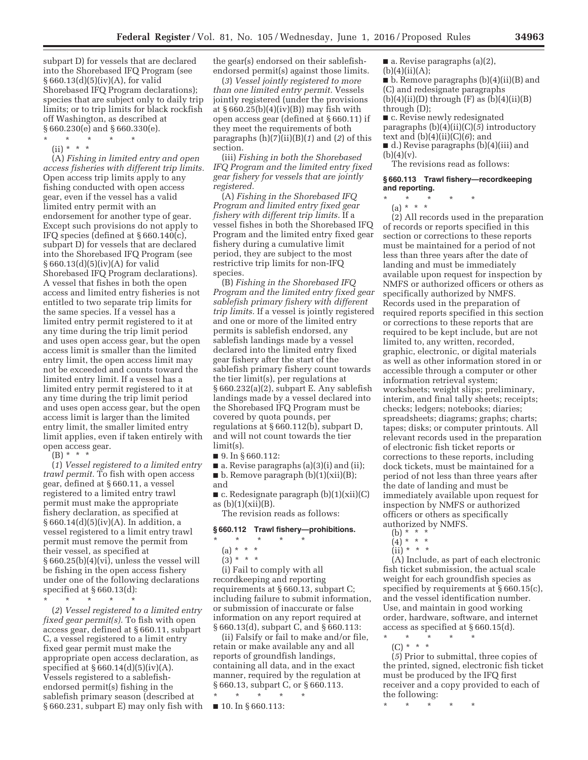subpart D) for vessels that are declared into the Shorebased IFQ Program (see § 660.13(d)(5)(iv)(A), for valid Shorebased IFQ Program declarations); species that are subject only to daily trip limits; or to trip limits for black rockfish off Washington, as described at § 660.230(e) and § 660.330(e).

\* \* \* \* \*

(ii) \* \* \*

(A) *Fishing in limited entry and open access fisheries with different trip limits.* Open access trip limits apply to any fishing conducted with open access gear, even if the vessel has a valid limited entry permit with an endorsement for another type of gear. Except such provisions do not apply to IFQ species (defined at § 660.140(c), subpart D) for vessels that are declared into the Shorebased IFQ Program (see § 660.13(d)(5)(iv)(A) for valid Shorebased IFQ Program declarations). A vessel that fishes in both the open access and limited entry fisheries is not entitled to two separate trip limits for the same species. If a vessel has a limited entry permit registered to it at any time during the trip limit period and uses open access gear, but the open access limit is smaller than the limited entry limit, the open access limit may not be exceeded and counts toward the limited entry limit. If a vessel has a limited entry permit registered to it at any time during the trip limit period and uses open access gear, but the open access limit is larger than the limited entry limit, the smaller limited entry limit applies, even if taken entirely with open access gear.

(B) \* \* \*

(*1*) *Vessel registered to a limited entry trawl permit.* To fish with open access gear, defined at § 660.11, a vessel registered to a limited entry trawl permit must make the appropriate fishery declaration, as specified at § 660.14(d)(5)(iv)(A). In addition, a vessel registered to a limit entry trawl permit must remove the permit from their vessel, as specified at § 660.25(b)(4)(vi), unless the vessel will be fishing in the open access fishery under one of the following declarations specified at § 660.13(d):

\* \* \* \* \*

(*2*) *Vessel registered to a limited entry fixed gear permit(s).* To fish with open access gear, defined at § 660.11, subpart C, a vessel registered to a limit entry fixed gear permit must make the appropriate open access declaration, as specified at § 660.14(d)(5)(iv)(A). Vessels registered to a sablefish-endorsed permit(s) fishing in the sablefish primary season (described at § 660.231, subpart E) may only fish with the gear(s) endorsed on their sablefish-endorsed permit(s) against those limits.

(*3*) *Vessel jointly registered to more than one limited entry permit.* Vessels jointly registered (under the provisions at § 660.25(b)(4)(iv)(B)) may fish with open access gear (defined at § 660.11) if they meet the requirements of both paragraphs (h)(7)(ii)(B)(*1*) and (*2*) of this section.

(iii) *Fishing in both the Shorebased IFQ Program and the limited entry fixed gear fishery for vessels that are jointly registered.*

(A) *Fishing in the Shorebased IFQ Program and limited entry fixed gear fishery with different trip limits.* If a vessel fishes in both the Shorebased IFQ Program and the limited entry fixed gear fishery during a cumulative limit period, they are subject to the most restrictive trip limits for non-IFQ species.

(B) *Fishing in the Shorebased IFQ Program and the limited entry fixed gear sablefish primary fishery with different trip limits.* If a vessel is jointly registered and one or more of the limited entry permits is sablefish endorsed, any sablefish landings made by a vessel declared into the limited entry fixed gear fishery after the start of the sablefish primary fishery count towards the tier limit(s), per regulations at § 660.232(a)(2), subpart E. Any sablefish landings made by a vessel declared into the Shorebased IFQ Program must be covered by quota pounds, per regulations at § 660.112(b), subpart D, and will not count towards the tier limit(s).

■ 9. In § 660.112:

■ a. Revise paragraphs (a)(3)(i) and (ii);

■ b. Remove paragraph (b)(1)(xii)(B); and

■ c. Redesignate paragraph (b)(1)(xii)(C) as (b)(1)(xii)(B).

The revision reads as follows:

### § 660.112 Trawl fishery—prohibitions.

\* \* \* \* \*

(a) \* \* \*

(3) \* \* \*

(i) Fail to comply with all recordkeeping and reporting requirements at § 660.13, subpart C; including failure to submit information, or submission of inaccurate or false information on any report required at § 660.13(d), subpart C, and § 660.113:

(ii) Falsify or fail to make and/or file, retain or make available any and all reports of groundfish landings, containing all data, and in the exact manner, required by the regulation at § 660.13, subpart C, or § 660.113.

\* \* \* \* \*

■ 10. In § 660.113:

■ a. Revise paragraphs (a)(2), (b)(4)(ii)(A);

■ b. Remove paragraphs (b)(4)(ii)(B) and (C) and redesignate paragraphs (b)(4)(ii)(D) through (F) as (b)(4)(ii)(B) through (D);

■ c. Revise newly redesignated paragraphs (b)(4)(ii)(C)(*5*) introductory text and (b)(4)(ii)(C)(*6*); and

■ d.) Revise paragraphs (b)(4)(iii) and (b)(4)(v).

The revisions read as follows:

### § 660.113 Trawl fishery—recordkeeping and reporting.

\* \* \* \* \*

(a) \* \* \*

(2) All records used in the preparation of records or reports specified in this section or corrections to these reports must be maintained for a period of not less than three years after the date of landing and must be immediately available upon request for inspection by NMFS or authorized officers or others as specifically authorized by NMFS. Records used in the preparation of required reports specified in this section or corrections to these reports that are required to be kept include, but are not limited to, any written, recorded, graphic, electronic, or digital materials as well as other information stored in or accessible through a computer or other information retrieval system; worksheets; weight slips; preliminary, interim, and final tally sheets; receipts; checks; ledgers; notebooks; diaries; spreadsheets; diagrams; graphs; charts; tapes; disks; or computer printouts. All relevant records used in the preparation of electronic fish ticket reports or corrections to these reports, including dock tickets, must be maintained for a period of not less than three years after the date of landing and must be immediately available upon request for inspection by NMFS or authorized officers or others as specifically authorized by NMFS.

(b) \* \* \*

(4) \* \* \*

(ii) \* \* \*

(A) Include, as part of each electronic fish ticket submission, the actual scale weight for each groundfish species as specified by requirements at § 660.15(c), and the vessel identification number. Use, and maintain in good working order, hardware, software, and internet access as specified at § 660.15(d).

\* \* \* \* \*

(C) \* \* \*

(*5*) Prior to submittal, three copies of the printed, signed, electronic fish ticket must be produced by the IFQ first receiver and a copy provided to each of the following:

\* \* \* \* \*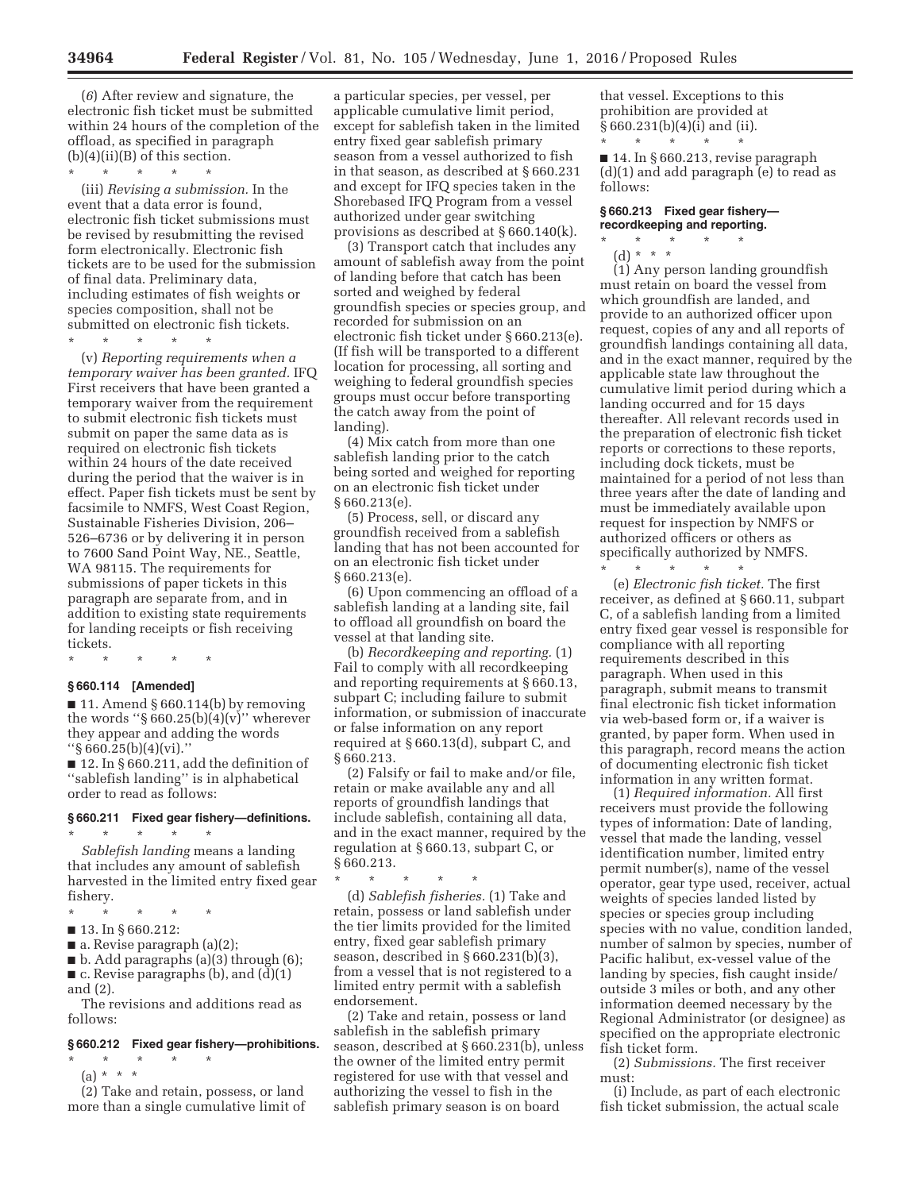(*6*) After review and signature, the electronic fish ticket must be submitted within 24 hours of the completion of the offload, as specified in paragraph (b)(4)(ii)(B) of this section.

\* \* \* \* \*

(iii) *Revising a submission.* In the event that a data error is found, electronic fish ticket submissions must be revised by resubmitting the revised form electronically. Electronic fish tickets are to be used for the submission of final data. Preliminary data, including estimates of fish weights or species composition, shall not be submitted on electronic fish tickets.

\* \* \* \* \*

(v) *Reporting requirements when a temporary waiver has been granted.* IFQ First receivers that have been granted a temporary waiver from the requirement to submit electronic fish tickets must submit on paper the same data as is required on electronic fish tickets within 24 hours of the date received during the period that the waiver is in effect. Paper fish tickets must be sent by facsimile to NMFS, West Coast Region, Sustainable Fisheries Division, 206–526–6736 or by delivering it in person to 7600 Sand Point Way, NE., Seattle, WA 98115. The requirements for submissions of paper tickets in this paragraph are separate from, and in addition to existing state requirements for landing receipts or fish receiving tickets.

\* \* \* \* \*

**§ 660.114 [Amended]**

■ 11. Amend § 660.114(b) by removing the words "§ 660.25(b)(4)(v)" wherever they appear and adding the words "§ 660.25(b)(4)(vi)."

■ 12. In § 660.211, add the definition of "sablefish landing" is in alphabetical order to read as follows:

**§ 660.211 Fixed gear fishery—definitions.**

\* \* \* \* \*

*Sablefish landing* means a landing that includes any amount of sablefish harvested in the limited entry fixed gear fishery.

\* \* \* \* \*

■ 13. In § 660.212:

■ a. Revise paragraph (a)(2);

■ b. Add paragraphs (a)(3) through (6);

■ c. Revise paragraphs (b), and (d)(1) and (2).

The revisions and additions read as follows:

**§ 660.212 Fixed gear fishery—prohibitions.**

\* \* \* \* \*

(a) \* \* \*

(2) Take and retain, possess, or land more than a single cumulative limit of a particular species, per vessel, per applicable cumulative limit period, except for sablefish taken in the limited entry fixed gear sablefish primary season from a vessel authorized to fish in that season, as described at § 660.231 and except for IFQ species taken in the Shorebased IFQ Program from a vessel authorized under gear switching provisions as described at § 660.140(k).

(3) Transport catch that includes any amount of sablefish away from the point of landing before that catch has been sorted and weighed by federal groundfish species or species group, and recorded for submission on an electronic fish ticket under § 660.213(e). (If fish will be transported to a different location for processing, all sorting and weighing to federal groundfish species groups must occur before transporting the catch away from the point of landing).

(4) Mix catch from more than one sablefish landing prior to the catch being sorted and weighed for reporting on an electronic fish ticket under § 660.213(e).

(5) Process, sell, or discard any groundfish received from a sablefish landing that has not been accounted for on an electronic fish ticket under § 660.213(e).

(6) Upon commencing an offload of a sablefish landing at a landing site, fail to offload all groundfish on board the vessel at that landing site.

(b) *Recordkeeping and reporting.* (1) Fail to comply with all recordkeeping and reporting requirements at § 660.13, subpart C; including failure to submit information, or submission of inaccurate or false information on any report required at § 660.13(d), subpart C, and § 660.213.

(2) Falsify or fail to make and/or file, retain or make available any and all reports of groundfish landings that include sablefish, containing all data, and in the exact manner, required by the regulation at § 660.13, subpart C, or § 660.213.

\* \* \* \* \*

(d) *Sablefish fisheries.* (1) Take and retain, possess or land sablefish under the tier limits provided for the limited entry, fixed gear sablefish primary season, described in § 660.231(b)(3), from a vessel that is not registered to a limited entry permit with a sablefish endorsement.

(2) Take and retain, possess or land sablefish in the sablefish primary season, described at § 660.231(b), unless the owner of the limited entry permit registered for use with that vessel and authorizing the vessel to fish in the sablefish primary season is on board that vessel. Exceptions to this prohibition are provided at § 660.231(b)(4)(i) and (ii).

\* \* \* \* \*

■ 14. In § 660.213, revise paragraph (d)(1) and add paragraph (e) to read as follows:

**§ 660.213 Fixed gear fishery—recordkeeping and reporting.**

\* \* \* \* \*

(d) \* \* \*

(1) Any person landing groundfish must retain on board the vessel from which groundfish are landed, and provide to an authorized officer upon request, copies of any and all reports of groundfish landings containing all data, and in the exact manner, required by the applicable state law throughout the cumulative limit period during which a landing occurred and for 15 days thereafter. All relevant records used in the preparation of electronic fish ticket reports or corrections to these reports, including dock tickets, must be maintained for a period of not less than three years after the date of landing and must be immediately available upon request for inspection by NMFS or authorized officers or others as specifically authorized by NMFS.

\* \* \* \* \*

(e) *Electronic fish ticket.* The first receiver, as defined at § 660.11, subpart C, of a sablefish landing from a limited entry fixed gear vessel is responsible for compliance with all reporting requirements described in this paragraph. When used in this paragraph, submit means to transmit final electronic fish ticket information via web-based form or, if a waiver is granted, by paper form. When used in this paragraph, record means the action of documenting electronic fish ticket information in any written format.

(1) *Required information.* All first receivers must provide the following types of information: Date of landing, vessel that made the landing, vessel identification number, limited entry permit number(s), name of the vessel operator, gear type used, receiver, actual weights of species landed listed by species or species group including species with no value, condition landed, number of salmon by species, number of Pacific halibut, ex-vessel value of the landing by species, fish caught inside/outside 3 miles or both, and any other information deemed necessary by the Regional Administrator (or designee) as specified on the appropriate electronic fish ticket form.

(2) *Submissions.* The first receiver must:

(i) Include, as part of each electronic fish ticket submission, the actual scale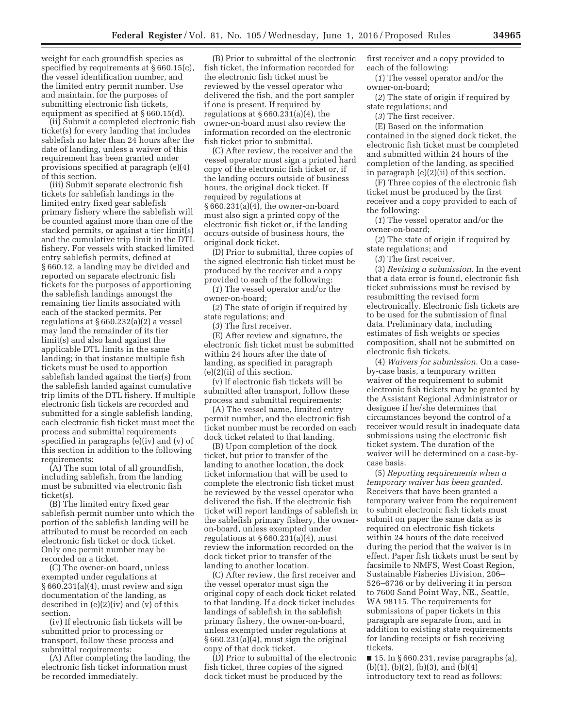weight for each groundfish species as specified by requirements at § 660.15(c), the vessel identification number, and the limited entry permit number. Use and maintain, for the purposes of submitting electronic fish tickets, equipment as specified at § 660.15(d).

(ii) Submit a completed electronic fish ticket(s) for every landing that includes sablefish no later than 24 hours after the date of landing, unless a waiver of this requirement has been granted under provisions specified at paragraph (e)(4) of this section.

(iii) Submit separate electronic fish tickets for sablefish landings in the limited entry fixed gear sablefish primary fishery where the sablefish will be counted against more than one of the stacked permits, or against a tier limit(s) and the cumulative trip limit in the DTL fishery. For vessels with stacked limited entry sablefish permits, defined at § 660.12, a landing may be divided and reported on separate electronic fish tickets for the purposes of apportioning the sablefish landings amongst the remaining tier limits associated with each of the stacked permits. Per regulations at § 660.232(a)(2) a vessel may land the remainder of its tier limit(s) and also land against the applicable DTL limits in the same landing; in that instance multiple fish tickets must be used to apportion sablefish landed against the tier(s) from the sablefish landed against cumulative trip limits of the DTL fishery. If multiple electronic fish tickets are recorded and submitted for a single sablefish landing, each electronic fish ticket must meet the process and submittal requirements specified in paragraphs (e)(iv) and (v) of this section in addition to the following requirements:

(A) The sum total of all groundfish, including sablefish, from the landing must be submitted via electronic fish ticket(s).

(B) The limited entry fixed gear sablefish permit number unto which the portion of the sablefish landing will be attributed to must be recorded on each electronic fish ticket or dock ticket. Only one permit number may be recorded on a ticket.

(C) The owner-on board, unless exempted under regulations at § 660.231(a)(4), must review and sign documentation of the landing, as described in (e)(2)(iv) and (v) of this section.

(iv) If electronic fish tickets will be submitted prior to processing or transport, follow these process and submittal requirements:

(A) After completing the landing, the electronic fish ticket information must be recorded immediately.

(B) Prior to submittal of the electronic fish ticket, the information recorded for the electronic fish ticket must be reviewed by the vessel operator who delivered the fish, and the port sampler if one is present. If required by regulations at § 660.231(a)(4), the owner-on-board must also review the information recorded on the electronic fish ticket prior to submittal.

(C) After review, the receiver and the vessel operator must sign a printed hard copy of the electronic fish ticket or, if the landing occurs outside of business hours, the original dock ticket. If required by regulations at § 660.231(a)(4), the owner-on-board must also sign a printed copy of the electronic fish ticket or, if the landing occurs outside of business hours, the original dock ticket.

(D) Prior to submittal, three copies of the signed electronic fish ticket must be produced by the receiver and a copy provided to each of the following:

(*1*) The vessel operator and/or the owner-on-board;

(*2*) The state of origin if required by state regulations; and

(*3*) The first receiver.

(E) After review and signature, the electronic fish ticket must be submitted within 24 hours after the date of landing, as specified in paragraph (e)(2)(ii) of this section.

(v) If electronic fish tickets will be submitted after transport, follow these process and submittal requirements:

(A) The vessel name, limited entry permit number, and the electronic fish ticket number must be recorded on each dock ticket related to that landing.

(B) Upon completion of the dock ticket, but prior to transfer of the landing to another location, the dock ticket information that will be used to complete the electronic fish ticket must be reviewed by the vessel operator who delivered the fish. If the electronic fish ticket will report landings of sablefish in the sablefish primary fishery, the owner-on-board, unless exempted under regulations at § 660.231(a)(4), must review the information recorded on the dock ticket prior to transfer of the landing to another location.

(C) After review, the first receiver and the vessel operator must sign the original copy of each dock ticket related to that landing. If a dock ticket includes landings of sablefish in the sablefish primary fishery, the owner-on-board, unless exempted under regulations at § 660.231(a)(4), must sign the original copy of that dock ticket.

(D) Prior to submittal of the electronic fish ticket, three copies of the signed dock ticket must be produced by the first receiver and a copy provided to each of the following:

(*1*) The vessel operator and/or the owner-on-board;

(*2*) The state of origin if required by state regulations; and

(*3*) The first receiver.

(E) Based on the information contained in the signed dock ticket, the electronic fish ticket must be completed and submitted within 24 hours of the completion of the landing, as specified in paragraph (e)(2)(ii) of this section.

(F) Three copies of the electronic fish ticket must be produced by the first receiver and a copy provided to each of the following:

(*1*) The vessel operator and/or the owner-on-board;

(*2*) The state of origin if required by state regulations; and

(*3*) The first receiver.

(3) *Revising a submission.* In the event that a data error is found, electronic fish ticket submissions must be revised by resubmitting the revised form electronically. Electronic fish tickets are to be used for the submission of final data. Preliminary data, including estimates of fish weights or species composition, shall not be submitted on electronic fish tickets.

(4) *Waivers for submission.* On a case-by-case basis, a temporary written waiver of the requirement to submit electronic fish tickets may be granted by the Assistant Regional Administrator or designee if he/she determines that circumstances beyond the control of a receiver would result in inadequate data submissions using the electronic fish ticket system. The duration of the waiver will be determined on a case-by-case basis.

(5) *Reporting requirements when a temporary waiver has been granted.* Receivers that have been granted a temporary waiver from the requirement to submit electronic fish tickets must submit on paper the same data as is required on electronic fish tickets within 24 hours of the date received during the period that the waiver is in effect. Paper fish tickets must be sent by facsimile to NMFS, West Coast Region, Sustainable Fisheries Division, 206–526–6736 or by delivering it in person to 7600 Sand Point Way, NE., Seattle, WA 98115. The requirements for submissions of paper tickets in this paragraph are separate from, and in addition to existing state requirements for landing receipts or fish receiving tickets.

■ 15. In § 660.231, revise paragraphs (a), (b)(1), (b)(2), (b)(3), and (b)(4) introductory text to read as follows: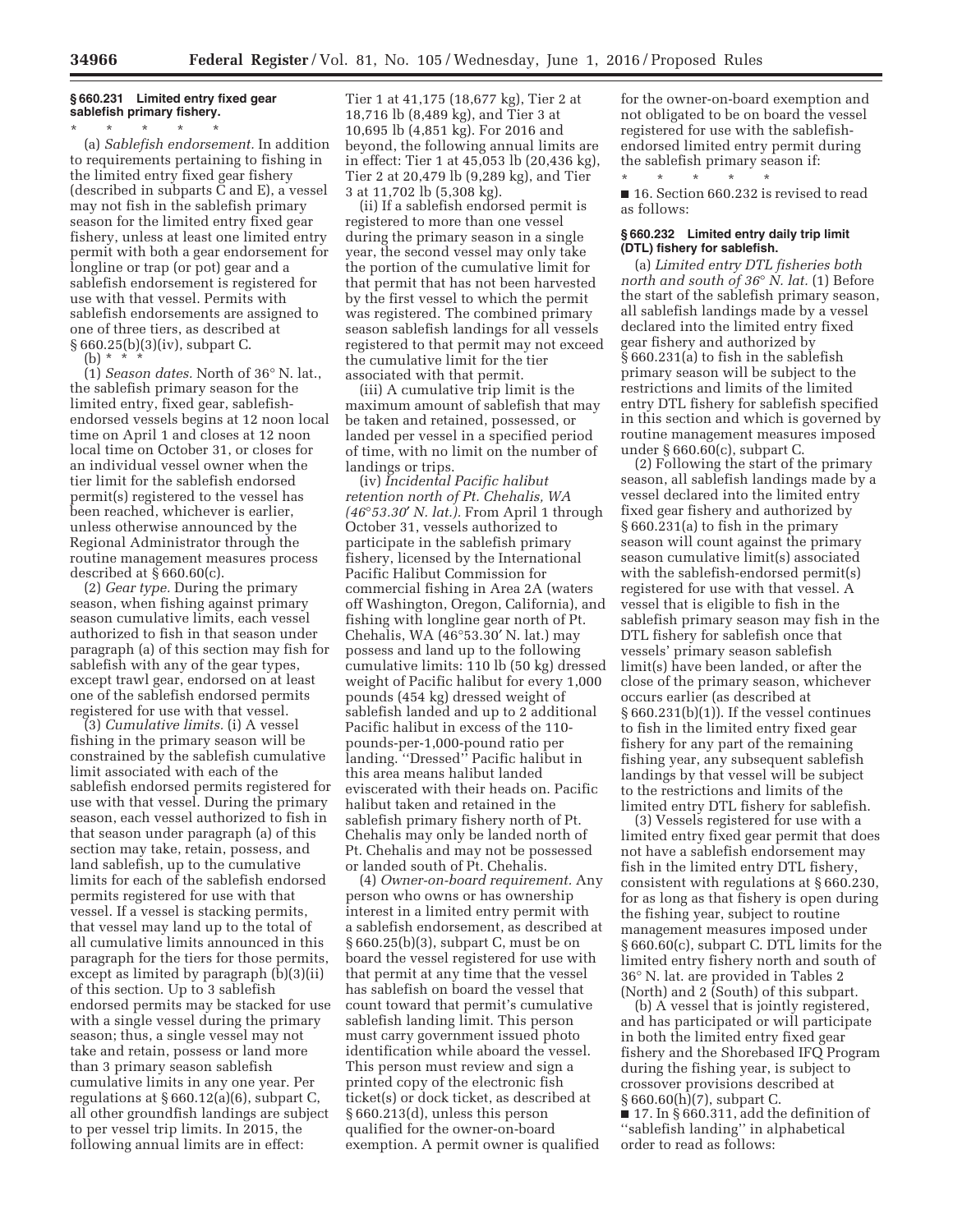## § 660.231 Limited entry fixed gear sablefish primary fishery.

\* \* \* \* \*

(a) *Sablefish endorsement.* In addition to requirements pertaining to fishing in the limited entry fixed gear fishery (described in subparts C and E), a vessel may not fish in the sablefish primary season for the limited entry fixed gear fishery, unless at least one limited entry permit with both a gear endorsement for longline or trap (or pot) gear and a sablefish endorsement is registered for use with that vessel. Permits with sablefish endorsements are assigned to one of three tiers, as described at § 660.25(b)(3)(iv), subpart C.

(b) \* \* \*

(1) *Season dates.* North of 36° N. lat., the sablefish primary season for the limited entry, fixed gear, sablefish-endorsed vessels begins at 12 noon local time on April 1 and closes at 12 noon local time on October 31, or closes for an individual vessel owner when the tier limit for the sablefish endorsed permit(s) registered to the vessel has been reached, whichever is earlier, unless otherwise announced by the Regional Administrator through the routine management measures process described at § 660.60(c).

(2) *Gear type.* During the primary season, when fishing against primary season cumulative limits, each vessel authorized to fish in that season under paragraph (a) of this section may fish for sablefish with any of the gear types, except trawl gear, endorsed on at least one of the sablefish endorsed permits registered for use with that vessel.

(3) *Cumulative limits.* (i) A vessel fishing in the primary season will be constrained by the sablefish cumulative limit associated with each of the sablefish endorsed permits registered for use with that vessel. During the primary season, each vessel authorized to fish in that season under paragraph (a) of this section may take, retain, possess, and land sablefish, up to the cumulative limits for each of the sablefish endorsed permits registered for use with that vessel. If a vessel is stacking permits, that vessel may land up to the total of all cumulative limits announced in this paragraph for the tiers for those permits, except as limited by paragraph (b)(3)(ii) of this section. Up to 3 sablefish endorsed permits may be stacked for use with a single vessel during the primary season; thus, a single vessel may not take and retain, possess or land more than 3 primary season sablefish cumulative limits in any one year. Per regulations at § 660.12(a)(6), subpart C, all other groundfish landings are subject to per vessel trip limits. In 2015, the following annual limits are in effect: Tier 1 at 41,175 (18,677 kg), Tier 2 at 18,716 lb (8,489 kg), and Tier 3 at 10,695 lb (4,851 kg). For 2016 and beyond, the following annual limits are in effect: Tier 1 at 45,053 lb (20,436 kg), Tier 2 at 20,479 lb (9,289 kg), and Tier 3 at 11,702 lb (5,308 kg).

(ii) If a sablefish endorsed permit is registered to more than one vessel during the primary season in a single year, the second vessel may only take the portion of the cumulative limit for that permit that has not been harvested by the first vessel to which the permit was registered. The combined primary season sablefish landings for all vessels registered to that permit may not exceed the cumulative limit for the tier associated with that permit.

(iii) A cumulative trip limit is the maximum amount of sablefish that may be taken and retained, possessed, or landed per vessel in a specified period of time, with no limit on the number of landings or trips.

(iv) *Incidental Pacific halibut retention north of Pt. Chehalis, WA (46°53.30′ N. lat.).* From April 1 through October 31, vessels authorized to participate in the sablefish primary fishery, licensed by the International Pacific Halibut Commission for commercial fishing in Area 2A (waters off Washington, Oregon, California), and fishing with longline gear north of Pt. Chehalis, WA (46°53.30′ N. lat.) may possess and land up to the following cumulative limits: 110 lb (50 kg) dressed weight of Pacific halibut for every 1,000 pounds (454 kg) dressed weight of sablefish landed and up to 2 additional Pacific halibut in excess of the 110-pounds-per-1,000-pound ratio per landing. ''Dressed'' Pacific halibut in this area means halibut landed eviscerated with their heads on. Pacific halibut taken and retained in the sablefish primary fishery north of Pt. Chehalis may only be landed north of Pt. Chehalis and may not be possessed or landed south of Pt. Chehalis.

(4) *Owner-on-board requirement.* Any person who owns or has ownership interest in a limited entry permit with a sablefish endorsement, as described at § 660.25(b)(3), subpart C, must be on board the vessel registered for use with that permit at any time that the vessel has sablefish on board the vessel that count toward that permit's cumulative sablefish landing limit. This person must carry government issued photo identification while aboard the vessel. This person must review and sign a printed copy of the electronic fish ticket(s) or dock ticket, as described at § 660.213(d), unless this person qualified for the owner-on-board exemption. A permit owner is qualified for the owner-on-board exemption and not obligated to be on board the vessel registered for use with the sablefish-endorsed limited entry permit during the sablefish primary season if:

\* \* \* \* \*

■ 16. Section 660.232 is revised to read as follows:

## § 660.232 Limited entry daily trip limit (DTL) fishery for sablefish.

(a) *Limited entry DTL fisheries both north and south of 36° N. lat.* (1) Before the start of the sablefish primary season, all sablefish landings made by a vessel declared into the limited entry fixed gear fishery and authorized by § 660.231(a) to fish in the sablefish primary season will be subject to the restrictions and limits of the limited entry DTL fishery for sablefish specified in this section and which is governed by routine management measures imposed under § 660.60(c), subpart C.

(2) Following the start of the primary season, all sablefish landings made by a vessel declared into the limited entry fixed gear fishery and authorized by § 660.231(a) to fish in the primary season will count against the primary season cumulative limit(s) associated with the sablefish-endorsed permit(s) registered for use with that vessel. A vessel that is eligible to fish in the sablefish primary season may fish in the DTL fishery for sablefish once that vessels' primary season sablefish limit(s) have been landed, or after the close of the primary season, whichever occurs earlier (as described at § 660.231(b)(1)). If the vessel continues to fish in the limited entry fixed gear fishery for any part of the remaining fishing year, any subsequent sablefish landings by that vessel will be subject to the restrictions and limits of the limited entry DTL fishery for sablefish.

(3) Vessels registered for use with a limited entry fixed gear permit that does not have a sablefish endorsement may fish in the limited entry DTL fishery, consistent with regulations at § 660.230, for as long as that fishery is open during the fishing year, subject to routine management measures imposed under § 660.60(c), subpart C. DTL limits for the limited entry fishery north and south of 36° N. lat. are provided in Tables 2 (North) and 2 (South) of this subpart.

(b) A vessel that is jointly registered, and has participated or will participate in both the limited entry fixed gear fishery and the Shorebased IFQ Program during the fishing year, is subject to crossover provisions described at § 660.60(h)(7), subpart C.

■ 17. In § 660.311, add the definition of ''sablefish landing'' in alphabetical order to read as follows: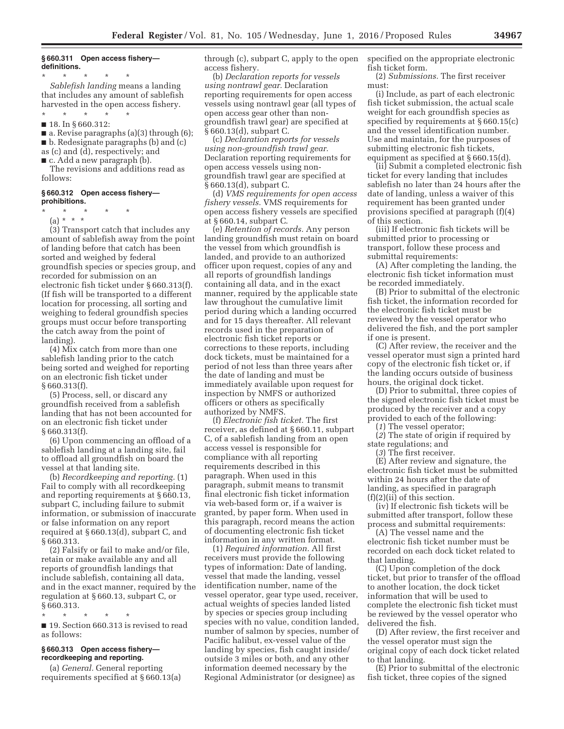### § 660.311 Open access fishery—definitions.

\* \* \* \* \*

*Sablefish landing* means a landing that includes any amount of sablefish harvested in the open access fishery.

\* \* \* \* \*

■ 18. In § 660.312:

■ a. Revise paragraphs (a)(3) through (6);

■ b. Redesignate paragraphs (b) and (c) as (c) and (d), respectively; and

■ c. Add a new paragraph (b).

The revisions and additions read as follows:

### § 660.312 Open access fishery—prohibitions.

\* \* \* \* \*

(a) \* \* \*

(3) Transport catch that includes any amount of sablefish away from the point of landing before that catch has been sorted and weighed by federal groundfish species or species group, and recorded for submission on an electronic fish ticket under § 660.313(f). (If fish will be transported to a different location for processing, all sorting and weighing to federal groundfish species groups must occur before transporting the catch away from the point of landing).

(4) Mix catch from more than one sablefish landing prior to the catch being sorted and weighed for reporting on an electronic fish ticket under § 660.313(f).

(5) Process, sell, or discard any groundfish received from a sablefish landing that has not been accounted for on an electronic fish ticket under § 660.313(f).

(6) Upon commencing an offload of a sablefish landing at a landing site, fail to offload all groundfish on board the vessel at that landing site.

(b) *Recordkeeping and reporting.* (1) Fail to comply with all recordkeeping and reporting requirements at § 660.13, subpart C, including failure to submit information, or submission of inaccurate or false information on any report required at § 660.13(d), subpart C, and § 660.313.

(2) Falsify or fail to make and/or file, retain or make available any and all reports of groundfish landings that include sablefish, containing all data, and in the exact manner, required by the regulation at § 660.13, subpart C, or § 660.313.

\* \* \* \* \*

■ 19. Section 660.313 is revised to read as follows:

### § 660.313 Open access fishery—recordkeeping and reporting.

(a) *General.* General reporting requirements specified at § 660.13(a) through (c), subpart C, apply to the open access fishery.

(b) *Declaration reports for vessels using nontrawl gear.* Declaration reporting requirements for open access vessels using nontrawl gear (all types of open access gear other than non-groundfish trawl gear) are specified at § 660.13(d), subpart C.

(c) *Declaration reports for vessels using non-groundfish trawl gear.* Declaration reporting requirements for open access vessels using non-groundfish trawl gear are specified at § 660.13(d), subpart C.

(d) *VMS requirements for open access fishery vessels.* VMS requirements for open access fishery vessels are specified at § 660.14, subpart C.

(e) *Retention of records.* Any person landing groundfish must retain on board the vessel from which groundfish is landed, and provide to an authorized officer upon request, copies of any and all reports of groundfish landings containing all data, and in the exact manner, required by the applicable state law throughout the cumulative limit period during which a landing occurred and for 15 days thereafter. All relevant records used in the preparation of electronic fish ticket reports or corrections to these reports, including dock tickets, must be maintained for a period of not less than three years after the date of landing and must be immediately available upon request for inspection by NMFS or authorized officers or others as specifically authorized by NMFS.

(f) *Electronic fish ticket.* The first receiver, as defined at § 660.11, subpart C, of a sablefish landing from an open access vessel is responsible for compliance with all reporting requirements described in this paragraph. When used in this paragraph, submit means to transmit final electronic fish ticket information via web-based form or, if a waiver is granted, by paper form. When used in this paragraph, record means the action of documenting electronic fish ticket information in any written format.

(1) *Required information.* All first receivers must provide the following types of information: Date of landing, vessel that made the landing, vessel identification number, name of the vessel operator, gear type used, receiver, actual weights of species landed listed by species or species group including species with no value, condition landed, number of salmon by species, number of Pacific halibut, ex-vessel value of the landing by species, fish caught inside/outside 3 miles or both, and any other information deemed necessary by the Regional Administrator (or designee) as specified on the appropriate electronic fish ticket form.

(2) *Submissions.* The first receiver must:

(i) Include, as part of each electronic fish ticket submission, the actual scale weight for each groundfish species as specified by requirements at § 660.15(c) and the vessel identification number. Use and maintain, for the purposes of submitting electronic fish tickets, equipment as specified at § 660.15(d).

(ii) Submit a completed electronic fish ticket for every landing that includes sablefish no later than 24 hours after the date of landing, unless a waiver of this requirement has been granted under provisions specified at paragraph (f)(4) of this section.

(iii) If electronic fish tickets will be submitted prior to processing or transport, follow these process and submittal requirements:

(A) After completing the landing, the electronic fish ticket information must be recorded immediately.

(B) Prior to submittal of the electronic fish ticket, the information recorded for the electronic fish ticket must be reviewed by the vessel operator who delivered the fish, and the port sampler if one is present.

(C) After review, the receiver and the vessel operator must sign a printed hard copy of the electronic fish ticket or, if the landing occurs outside of business hours, the original dock ticket.

(D) Prior to submittal, three copies of the signed electronic fish ticket must be produced by the receiver and a copy provided to each of the following:

(*1*) The vessel operator;

(*2*) The state of origin if required by state regulations; and

(*3*) The first receiver.

(E) After review and signature, the electronic fish ticket must be submitted within 24 hours after the date of landing, as specified in paragraph (f)(2)(ii) of this section.

(iv) If electronic fish tickets will be submitted after transport, follow these process and submittal requirements:

(A) The vessel name and the electronic fish ticket number must be recorded on each dock ticket related to that landing.

(C) Upon completion of the dock ticket, but prior to transfer of the offload to another location, the dock ticket information that will be used to complete the electronic fish ticket must be reviewed by the vessel operator who delivered the fish.

(D) After review, the first receiver and the vessel operator must sign the original copy of each dock ticket related to that landing.

(E) Prior to submittal of the electronic fish ticket, three copies of the signed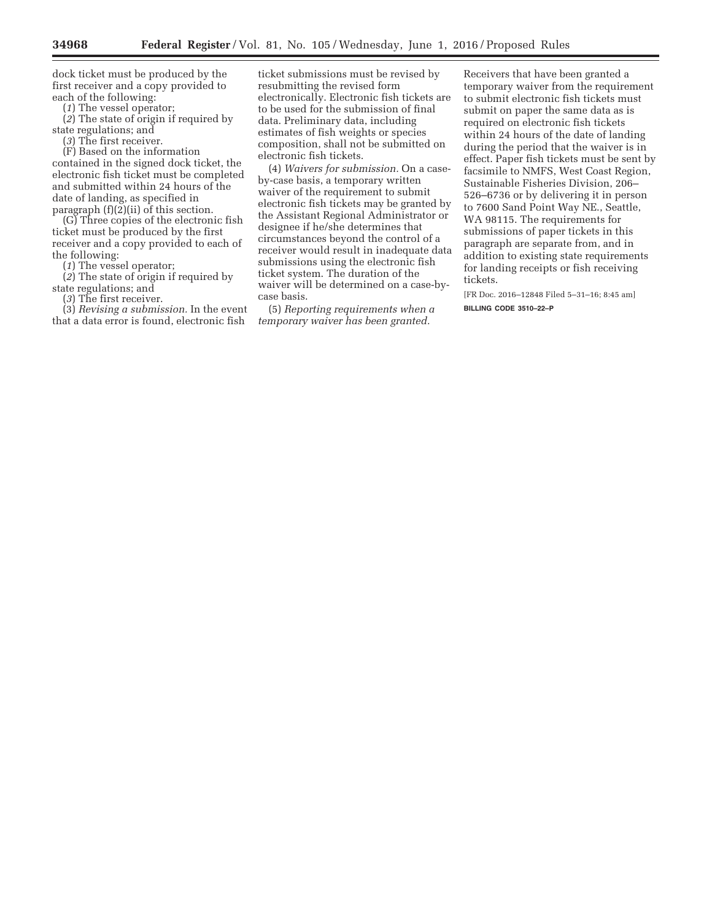dock ticket must be produced by the first receiver and a copy provided to each of the following:

(*1*) The vessel operator;

(*2*) The state of origin if required by state regulations; and

(*3*) The first receiver.

(F) Based on the information contained in the signed dock ticket, the electronic fish ticket must be completed and submitted within 24 hours of the date of landing, as specified in paragraph (f)(2)(ii) of this section.

(G) Three copies of the electronic fish ticket must be produced by the first receiver and a copy provided to each of the following:

(*1*) The vessel operator;

(*2*) The state of origin if required by state regulations; and

(*3*) The first receiver.

(3) *Revising a submission.* In the event that a data error is found, electronic fish ticket submissions must be revised by resubmitting the revised form electronically. Electronic fish tickets are to be used for the submission of final data. Preliminary data, including estimates of fish weights or species composition, shall not be submitted on electronic fish tickets.

(4) *Waivers for submission.* On a case-by-case basis, a temporary written waiver of the requirement to submit electronic fish tickets may be granted by the Assistant Regional Administrator or designee if he/she determines that circumstances beyond the control of a receiver would result in inadequate data submissions using the electronic fish ticket system. The duration of the waiver will be determined on a case-by-case basis.

(5) *Reporting requirements when a temporary waiver has been granted.* Receivers that have been granted a temporary waiver from the requirement to submit electronic fish tickets must submit on paper the same data as is required on electronic fish tickets within 24 hours of the date of landing during the period that the waiver is in effect. Paper fish tickets must be sent by facsimile to NMFS, West Coast Region, Sustainable Fisheries Division, 206–526–6736 or by delivering it in person to 7600 Sand Point Way NE., Seattle, WA 98115. The requirements for submissions of paper tickets in this paragraph are separate from, and in addition to existing state requirements for landing receipts or fish receiving tickets.

[FR Doc. 2016–12848 Filed 5–31–16; 8:45 am]

**BILLING CODE 3510–22–P**